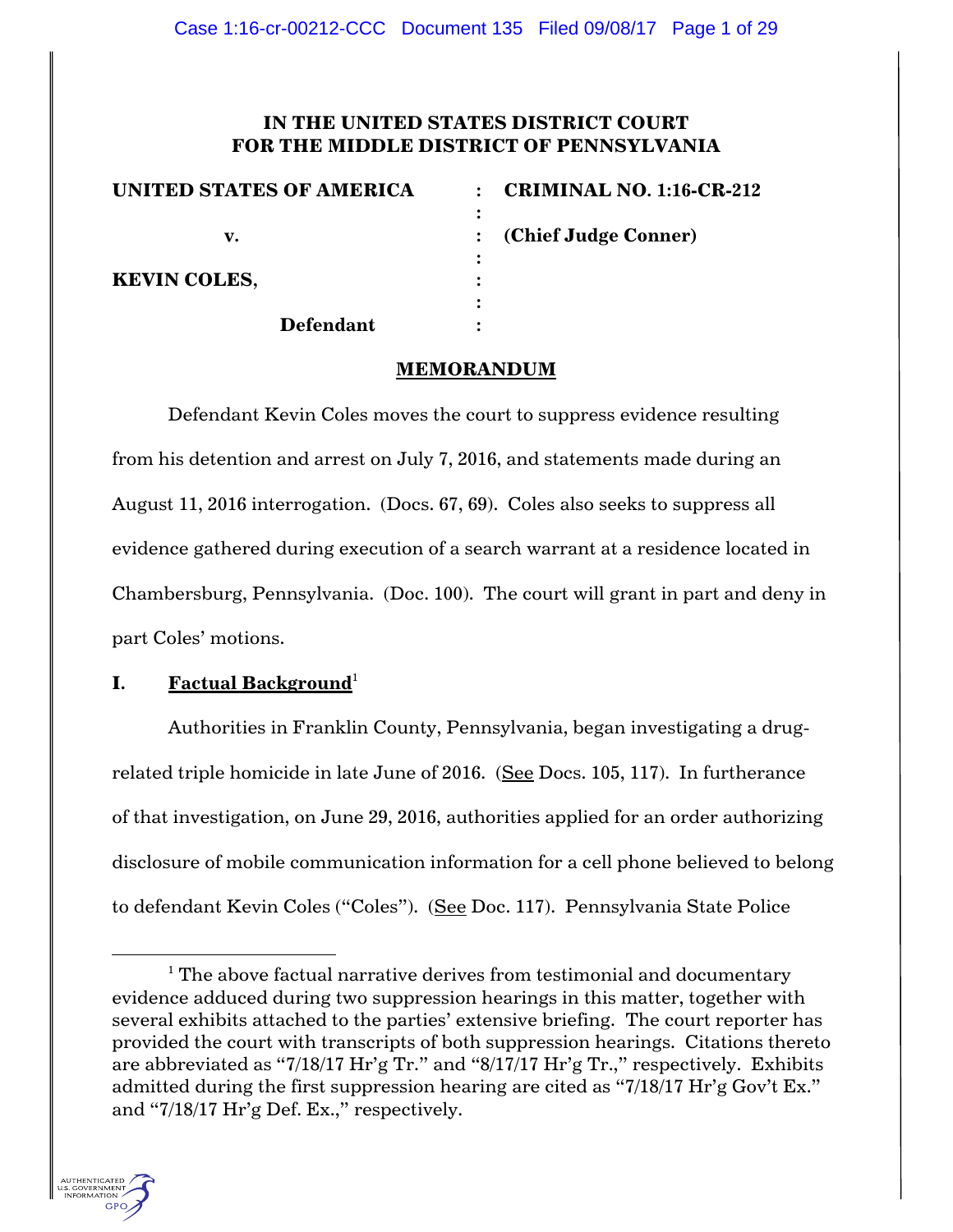# IN THE UNITED STATES DISTRICT COURT FOR THE MIDDLE DISTRICT OF PENNSYLVANIA

| | | |
|---|---|---|
| **UNITED STATES OF AMERICA** | : | **CRIMINAL NO. 1:16-CR-212** |
| | : | |
| **v.** | : | **(Chief Judge Conner)** |
| | : | |
| **KEVIN COLES,** | : | |
| | : | |
| **Defendant** | : | |

## MEMORANDUM

Defendant Kevin Coles moves the court to suppress evidence resulting from his detention and arrest on July 7, 2016, and statements made during an August 11, 2016 interrogation. (Docs. 67, 69). Coles also seeks to suppress all evidence gathered during execution of a search warrant at a residence located in Chambersburg, Pennsylvania. (Doc. 100). The court will grant in part and deny in part Coles' motions.

## I. Factual Background[1]

Authorities in Franklin County, Pennsylvania, began investigating a drug-related triple homicide in late June of 2016. (See Docs. 105, 117). In furtherance of that investigation, on June 29, 2016, authorities applied for an order authorizing disclosure of mobile communication information for a cell phone believed to belong to defendant Kevin Coles ("Coles"). (See Doc. 117). Pennsylvania State Police

[1] The above factual narrative derives from testimonial and documentary evidence adduced during two suppression hearings in this matter, together with several exhibits attached to the parties' extensive briefing. The court reporter has provided the court with transcripts of both suppression hearings. Citations thereto are abbreviated as "7/18/17 Hr'g Tr." and "8/17/17 Hr'g Tr.," respectively. Exhibits admitted during the first suppression hearing are cited as "7/18/17 Hr'g Gov't Ex." and "7/18/17 Hr'g Def. Ex.," respectively.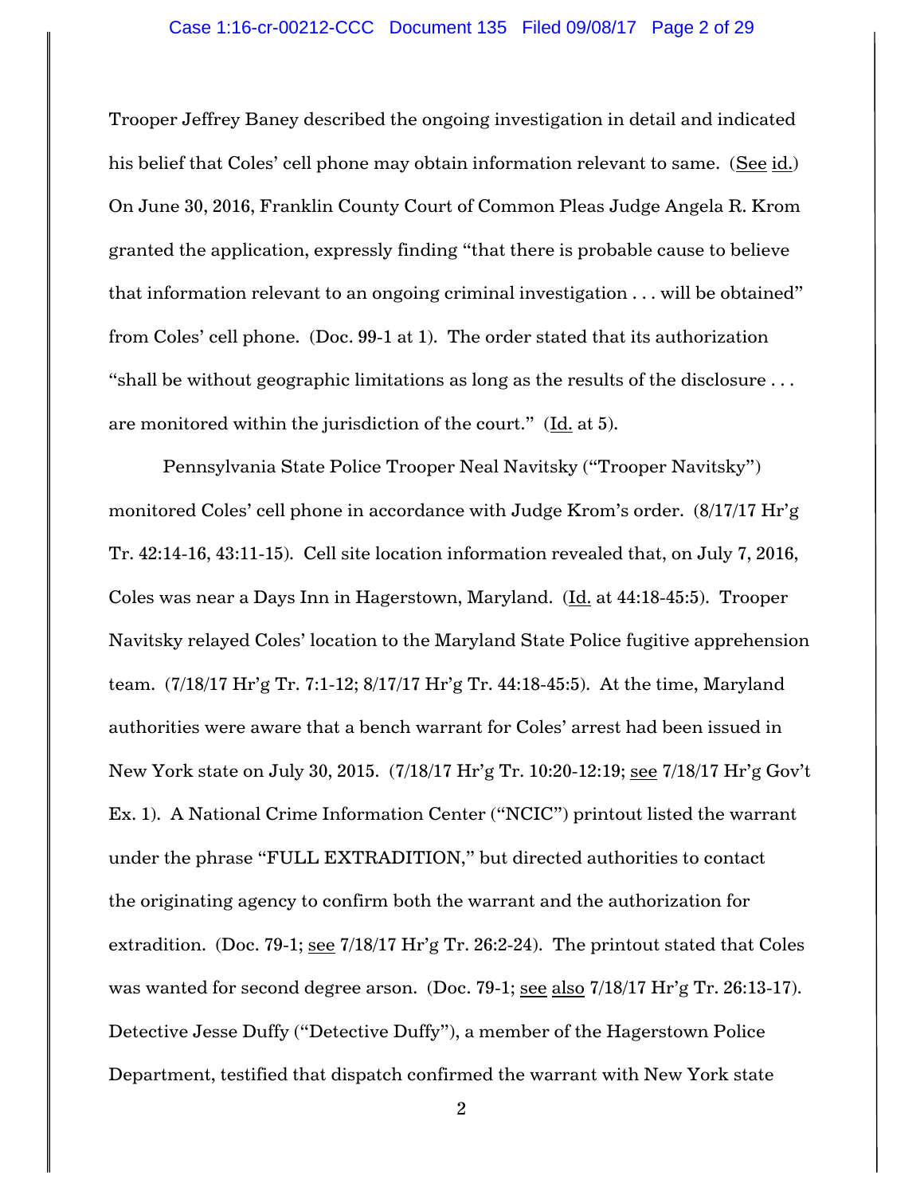Trooper Jeffrey Baney described the ongoing investigation in detail and indicated his belief that Coles' cell phone may obtain information relevant to same. (See id.) On June 30, 2016, Franklin County Court of Common Pleas Judge Angela R. Krom granted the application, expressly finding "that there is probable cause to believe that information relevant to an ongoing criminal investigation . . . will be obtained" from Coles' cell phone. (Doc. 99-1 at 1). The order stated that its authorization "shall be without geographic limitations as long as the results of the disclosure . . . are monitored within the jurisdiction of the court." (Id. at 5).

Pennsylvania State Police Trooper Neal Navitsky ("Trooper Navitsky") monitored Coles' cell phone in accordance with Judge Krom's order. (8/17/17 Hr'g Tr. 42:14-16, 43:11-15). Cell site location information revealed that, on July 7, 2016, Coles was near a Days Inn in Hagerstown, Maryland. (Id. at 44:18-45:5). Trooper Navitsky relayed Coles' location to the Maryland State Police fugitive apprehension team. (7/18/17 Hr'g Tr. 7:1-12; 8/17/17 Hr'g Tr. 44:18-45:5). At the time, Maryland authorities were aware that a bench warrant for Coles' arrest had been issued in New York state on July 30, 2015. (7/18/17 Hr'g Tr. 10:20-12:19; see 7/18/17 Hr'g Gov't Ex. 1). A National Crime Information Center ("NCIC") printout listed the warrant under the phrase "FULL EXTRADITION," but directed authorities to contact the originating agency to confirm both the warrant and the authorization for extradition. (Doc. 79-1; see 7/18/17 Hr'g Tr. 26:2-24). The printout stated that Coles was wanted for second degree arson. (Doc. 79-1; see also 7/18/17 Hr'g Tr. 26:13-17). Detective Jesse Duffy ("Detective Duffy"), a member of the Hagerstown Police Department, testified that dispatch confirmed the warrant with New York state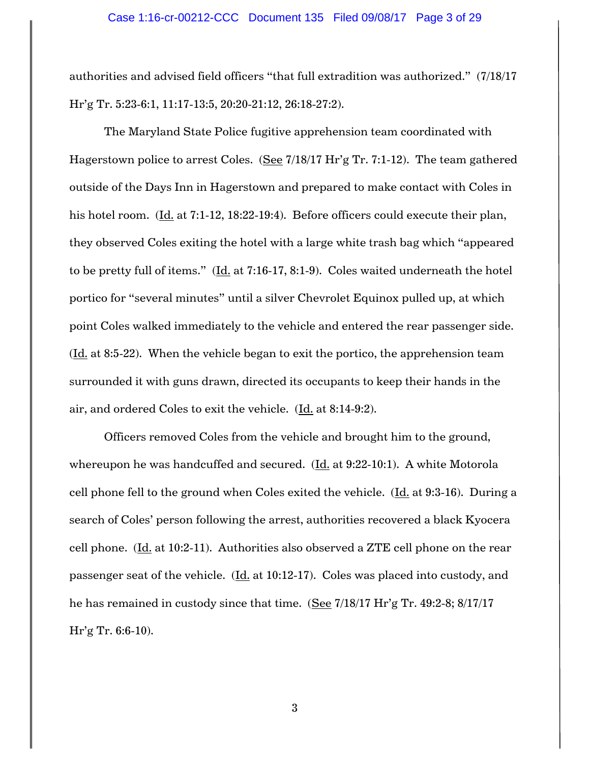authorities and advised field officers "that full extradition was authorized." (7/18/17 Hr'g Tr. 5:23-6:1, 11:17-13:5, 20:20-21:12, 26:18-27:2).

The Maryland State Police fugitive apprehension team coordinated with Hagerstown police to arrest Coles. (See 7/18/17 Hr'g Tr. 7:1-12). The team gathered outside of the Days Inn in Hagerstown and prepared to make contact with Coles in his hotel room. (Id. at 7:1-12, 18:22-19:4). Before officers could execute their plan, they observed Coles exiting the hotel with a large white trash bag which "appeared to be pretty full of items." (Id. at 7:16-17, 8:1-9). Coles waited underneath the hotel portico for "several minutes" until a silver Chevrolet Equinox pulled up, at which point Coles walked immediately to the vehicle and entered the rear passenger side. (Id. at 8:5-22). When the vehicle began to exit the portico, the apprehension team surrounded it with guns drawn, directed its occupants to keep their hands in the air, and ordered Coles to exit the vehicle. (Id. at 8:14-9:2).

Officers removed Coles from the vehicle and brought him to the ground, whereupon he was handcuffed and secured. (Id. at 9:22-10:1). A white Motorola cell phone fell to the ground when Coles exited the vehicle. (Id. at 9:3-16). During a search of Coles' person following the arrest, authorities recovered a black Kyocera cell phone. (Id. at 10:2-11). Authorities also observed a ZTE cell phone on the rear passenger seat of the vehicle. (Id. at 10:12-17). Coles was placed into custody, and he has remained in custody since that time. (See 7/18/17 Hr'g Tr. 49:2-8; 8/17/17 Hr'g Tr. 6:6-10).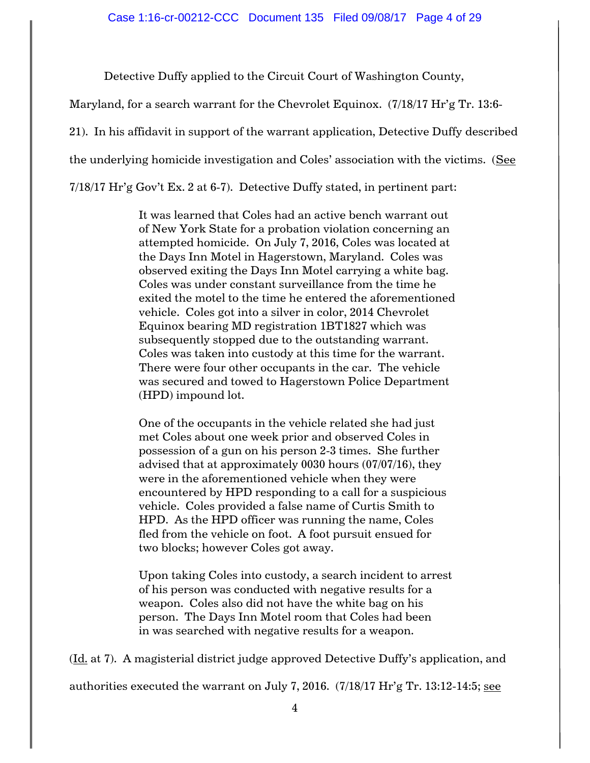Detective Duffy applied to the Circuit Court of Washington County, Maryland, for a search warrant for the Chevrolet Equinox. (7/18/17 Hr'g Tr. 13:6-21). In his affidavit in support of the warrant application, Detective Duffy described the underlying homicide investigation and Coles' association with the victims. (See 7/18/17 Hr'g Gov't Ex. 2 at 6-7). Detective Duffy stated, in pertinent part:

> It was learned that Coles had an active bench warrant out of New York State for a probation violation concerning an attempted homicide. On July 7, 2016, Coles was located at the Days Inn Motel in Hagerstown, Maryland. Coles was observed exiting the Days Inn Motel carrying a white bag. Coles was under constant surveillance from the time he exited the motel to the time he entered the aforementioned vehicle. Coles got into a silver in color, 2014 Chevrolet Equinox bearing MD registration 1BT1827 which was subsequently stopped due to the outstanding warrant. Coles was taken into custody at this time for the warrant. There were four other occupants in the car. The vehicle was secured and towed to Hagerstown Police Department (HPD) impound lot.
>
> One of the occupants in the vehicle related she had just met Coles about one week prior and observed Coles in possession of a gun on his person 2-3 times. She further advised that at approximately 0030 hours (07/07/16), they were in the aforementioned vehicle when they were encountered by HPD responding to a call for a suspicious vehicle. Coles provided a false name of Curtis Smith to HPD. As the HPD officer was running the name, Coles fled from the vehicle on foot. A foot pursuit ensued for two blocks; however Coles got away.
>
> Upon taking Coles into custody, a search incident to arrest of his person was conducted with negative results for a weapon. Coles also did not have the white bag on his person. The Days Inn Motel room that Coles had been in was searched with negative results for a weapon.

(Id. at 7). A magisterial district judge approved Detective Duffy's application, and authorities executed the warrant on July 7, 2016. (7/18/17 Hr'g Tr. 13:12-14:5; see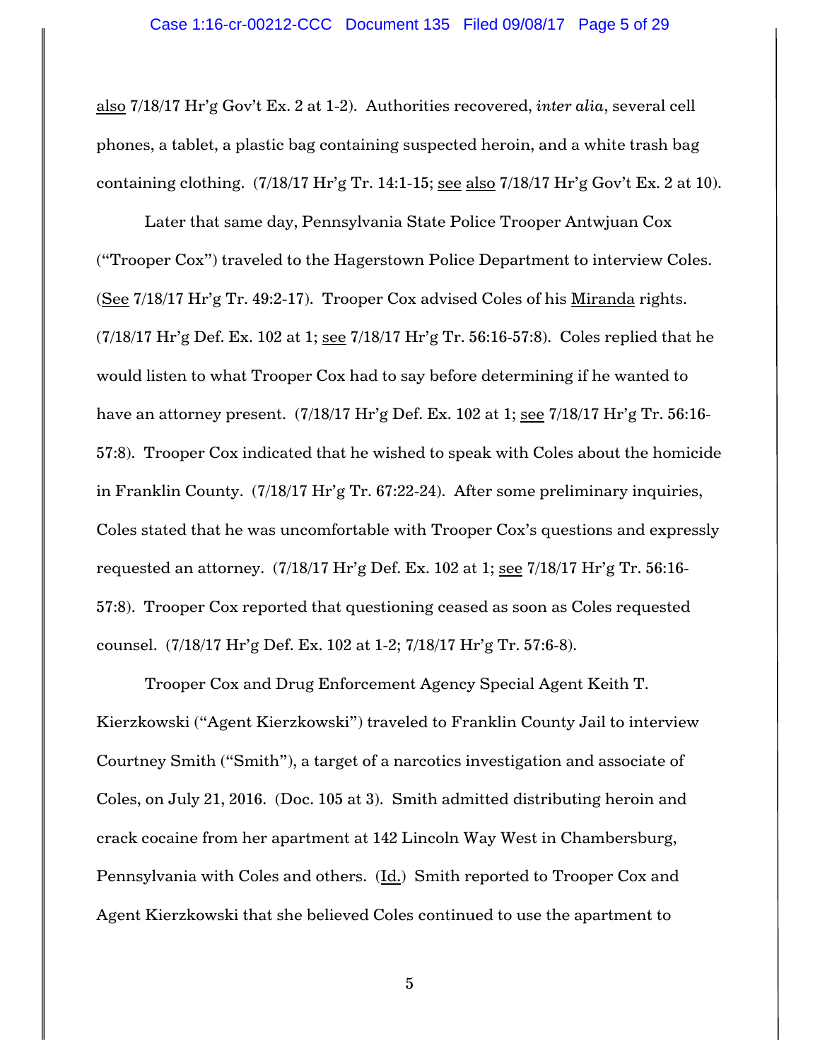also 7/18/17 Hr'g Gov't Ex. 2 at 1-2). Authorities recovered, *inter alia*, several cell phones, a tablet, a plastic bag containing suspected heroin, and a white trash bag containing clothing. (7/18/17 Hr'g Tr. 14:1-15; see also 7/18/17 Hr'g Gov't Ex. 2 at 10).

Later that same day, Pennsylvania State Police Trooper Antwjuan Cox ("Trooper Cox") traveled to the Hagerstown Police Department to interview Coles. (See 7/18/17 Hr'g Tr. 49:2-17). Trooper Cox advised Coles of his Miranda rights. (7/18/17 Hr'g Def. Ex. 102 at 1; see 7/18/17 Hr'g Tr. 56:16-57:8). Coles replied that he would listen to what Trooper Cox had to say before determining if he wanted to have an attorney present. (7/18/17 Hr'g Def. Ex. 102 at 1; see 7/18/17 Hr'g Tr. 56:16-57:8). Trooper Cox indicated that he wished to speak with Coles about the homicide in Franklin County. (7/18/17 Hr'g Tr. 67:22-24). After some preliminary inquiries, Coles stated that he was uncomfortable with Trooper Cox's questions and expressly requested an attorney. (7/18/17 Hr'g Def. Ex. 102 at 1; see 7/18/17 Hr'g Tr. 56:16-57:8). Trooper Cox reported that questioning ceased as soon as Coles requested counsel. (7/18/17 Hr'g Def. Ex. 102 at 1-2; 7/18/17 Hr'g Tr. 57:6-8).

Trooper Cox and Drug Enforcement Agency Special Agent Keith T. Kierzkowski ("Agent Kierzkowski") traveled to Franklin County Jail to interview Courtney Smith ("Smith"), a target of a narcotics investigation and associate of Coles, on July 21, 2016. (Doc. 105 at 3). Smith admitted distributing heroin and crack cocaine from her apartment at 142 Lincoln Way West in Chambersburg, Pennsylvania with Coles and others. (Id.) Smith reported to Trooper Cox and Agent Kierzkowski that she believed Coles continued to use the apartment to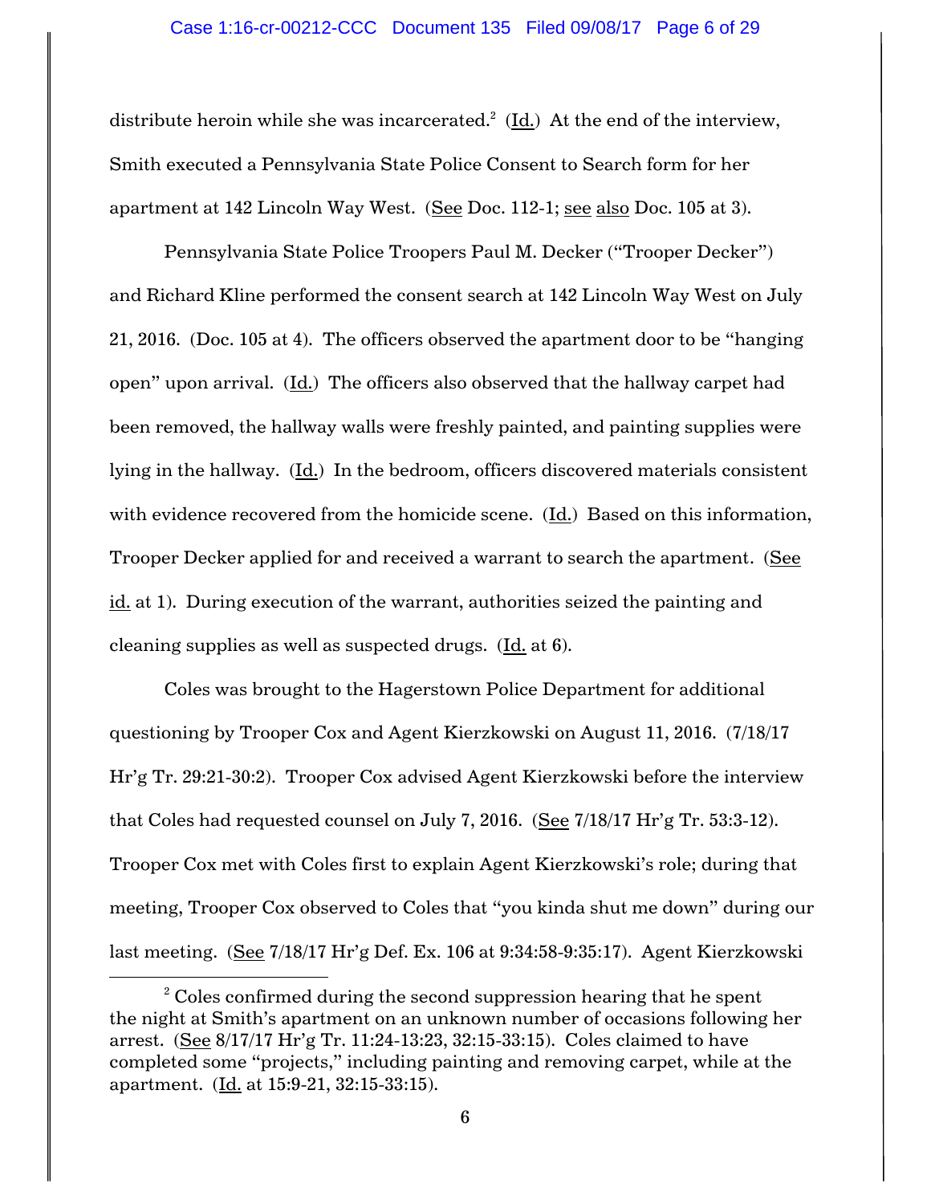distribute heroin while she was incarcerated.[2] (Id.) At the end of the interview, Smith executed a Pennsylvania State Police Consent to Search form for her apartment at 142 Lincoln Way West. (See Doc. 112-1; see also Doc. 105 at 3).

Pennsylvania State Police Troopers Paul M. Decker ("Trooper Decker") and Richard Kline performed the consent search at 142 Lincoln Way West on July 21, 2016. (Doc. 105 at 4). The officers observed the apartment door to be "hanging open" upon arrival. (Id.) The officers also observed that the hallway carpet had been removed, the hallway walls were freshly painted, and painting supplies were lying in the hallway. (Id.) In the bedroom, officers discovered materials consistent with evidence recovered from the homicide scene. (Id.) Based on this information, Trooper Decker applied for and received a warrant to search the apartment. (See id. at 1). During execution of the warrant, authorities seized the painting and cleaning supplies as well as suspected drugs. (Id. at 6).

Coles was brought to the Hagerstown Police Department for additional questioning by Trooper Cox and Agent Kierzkowski on August 11, 2016. (7/18/17 Hr'g Tr. 29:21-30:2). Trooper Cox advised Agent Kierzkowski before the interview that Coles had requested counsel on July 7, 2016. (See 7/18/17 Hr'g Tr. 53:3-12). Trooper Cox met with Coles first to explain Agent Kierzkowski's role; during that meeting, Trooper Cox observed to Coles that "you kinda shut me down" during our last meeting. (See 7/18/17 Hr'g Def. Ex. 106 at 9:34:58-9:35:17). Agent Kierzkowski

---

[2] Coles confirmed during the second suppression hearing that he spent the night at Smith's apartment on an unknown number of occasions following her arrest. (See 8/17/17 Hr'g Tr. 11:24-13:23, 32:15-33:15). Coles claimed to have completed some "projects," including painting and removing carpet, while at the apartment. (Id. at 15:9-21, 32:15-33:15).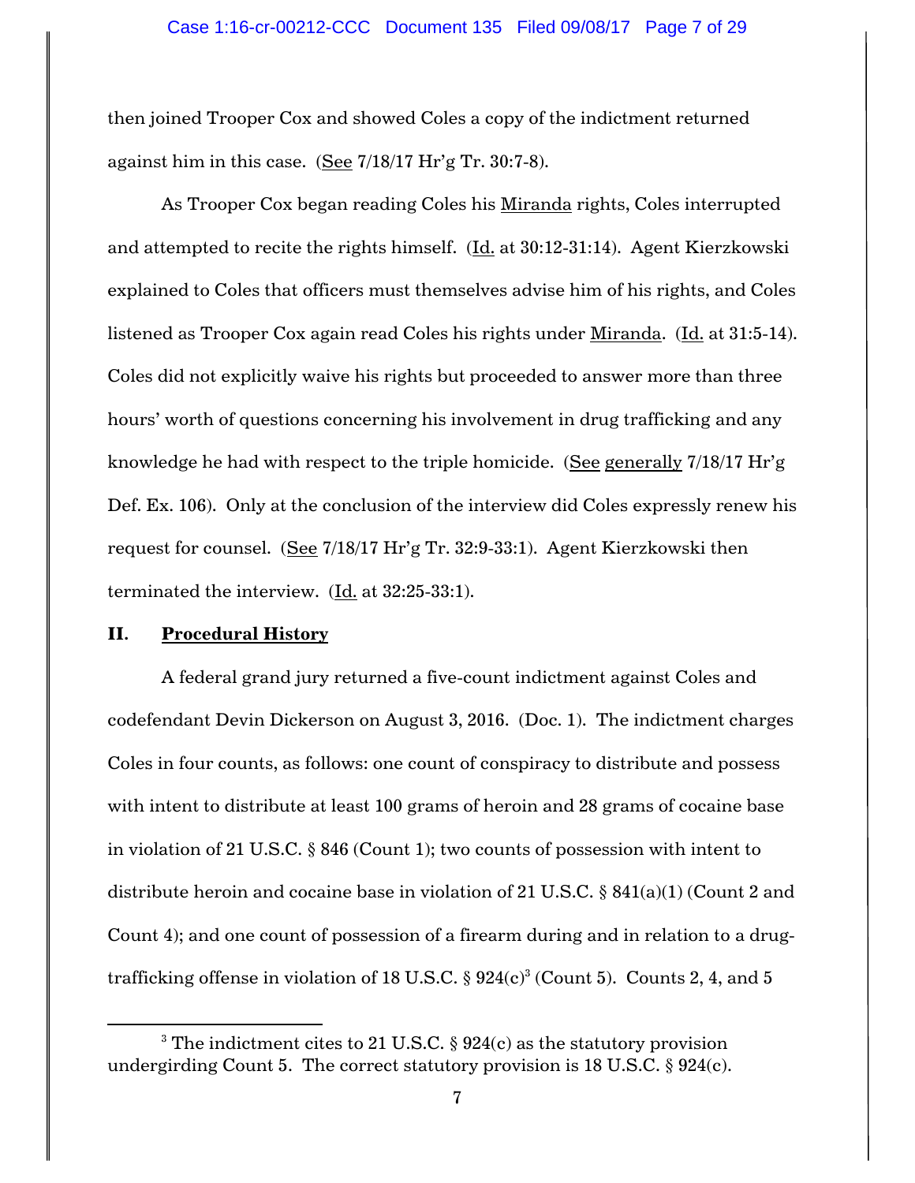then joined Trooper Cox and showed Coles a copy of the indictment returned against him in this case. (See 7/18/17 Hr'g Tr. 30:7-8).

As Trooper Cox began reading Coles his Miranda rights, Coles interrupted and attempted to recite the rights himself. (Id. at 30:12-31:14). Agent Kierzkowski explained to Coles that officers must themselves advise him of his rights, and Coles listened as Trooper Cox again read Coles his rights under Miranda. (Id. at 31:5-14). Coles did not explicitly waive his rights but proceeded to answer more than three hours' worth of questions concerning his involvement in drug trafficking and any knowledge he had with respect to the triple homicide. (See generally 7/18/17 Hr'g Def. Ex. 106). Only at the conclusion of the interview did Coles expressly renew his request for counsel. (See 7/18/17 Hr'g Tr. 32:9-33:1). Agent Kierzkowski then terminated the interview. (Id. at 32:25-33:1).

## II. Procedural History

A federal grand jury returned a five-count indictment against Coles and codefendant Devin Dickerson on August 3, 2016. (Doc. 1). The indictment charges Coles in four counts, as follows: one count of conspiracy to distribute and possess with intent to distribute at least 100 grams of heroin and 28 grams of cocaine base in violation of 21 U.S.C. § 846 (Count 1); two counts of possession with intent to distribute heroin and cocaine base in violation of 21 U.S.C. § 841(a)(1) (Count 2 and Count 4); and one count of possession of a firearm during and in relation to a drug-trafficking offense in violation of 18 U.S.C. § 924(c)[3] (Count 5). Counts 2, 4, and 5

---

[3] The indictment cites to 21 U.S.C. § 924(c) as the statutory provision undergirding Count 5. The correct statutory provision is 18 U.S.C. § 924(c).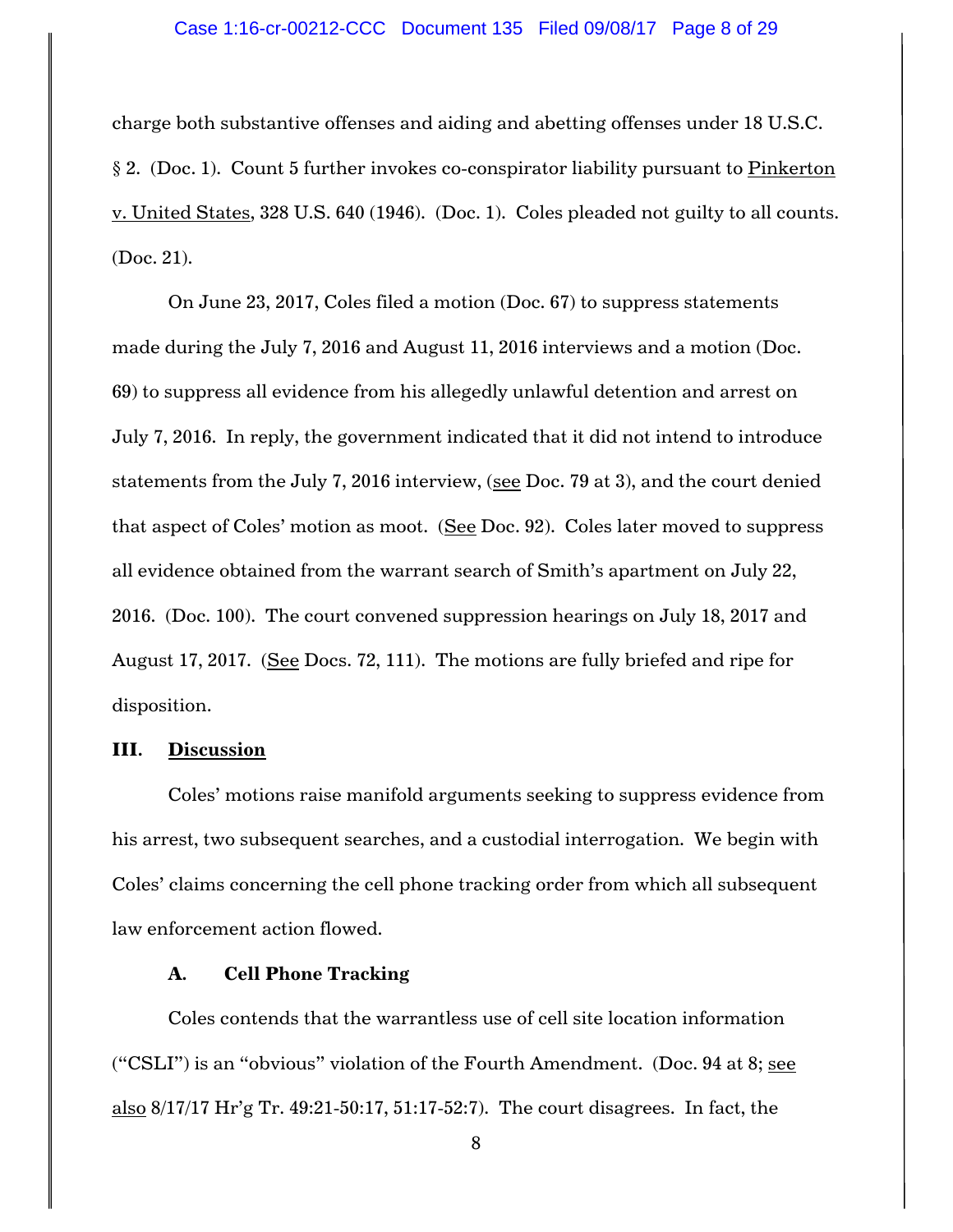charge both substantive offenses and aiding and abetting offenses under 18 U.S.C. § 2. (Doc. 1). Count 5 further invokes co-conspirator liability pursuant to Pinkerton v. United States, 328 U.S. 640 (1946). (Doc. 1). Coles pleaded not guilty to all counts. (Doc. 21).

On June 23, 2017, Coles filed a motion (Doc. 67) to suppress statements made during the July 7, 2016 and August 11, 2016 interviews and a motion (Doc. 69) to suppress all evidence from his allegedly unlawful detention and arrest on July 7, 2016. In reply, the government indicated that it did not intend to introduce statements from the July 7, 2016 interview, (see Doc. 79 at 3), and the court denied that aspect of Coles' motion as moot. (See Doc. 92). Coles later moved to suppress all evidence obtained from the warrant search of Smith's apartment on July 22, 2016. (Doc. 100). The court convened suppression hearings on July 18, 2017 and August 17, 2017. (See Docs. 72, 111). The motions are fully briefed and ripe for disposition.

## III. Discussion

Coles' motions raise manifold arguments seeking to suppress evidence from his arrest, two subsequent searches, and a custodial interrogation. We begin with Coles' claims concerning the cell phone tracking order from which all subsequent law enforcement action flowed.

### A. Cell Phone Tracking

Coles contends that the warrantless use of cell site location information ("CSLI") is an "obvious" violation of the Fourth Amendment. (Doc. 94 at 8; see also 8/17/17 Hr'g Tr. 49:21-50:17, 51:17-52:7). The court disagrees. In fact, the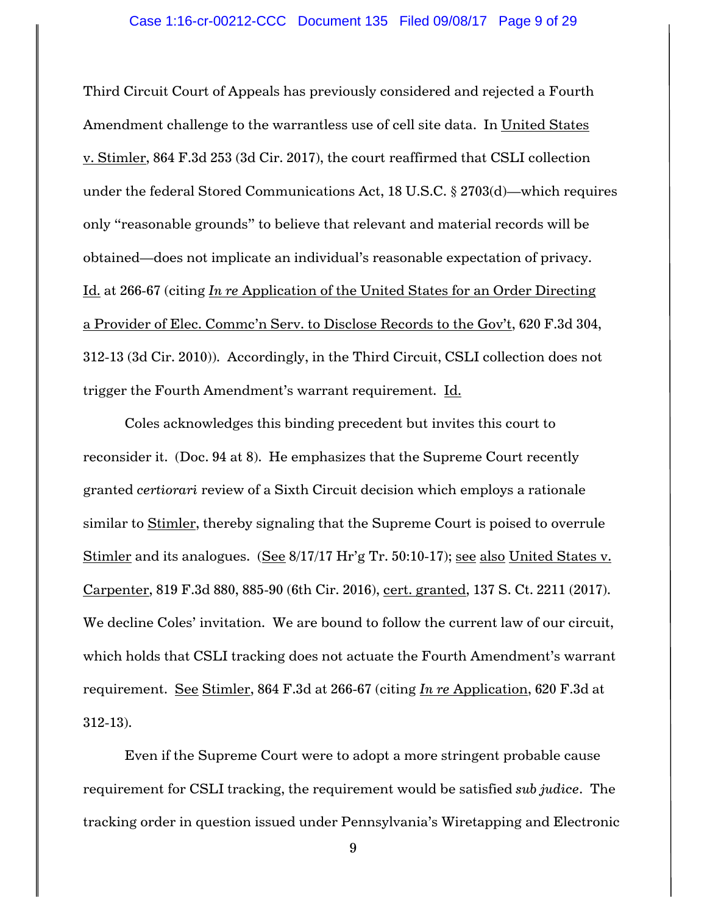Third Circuit Court of Appeals has previously considered and rejected a Fourth Amendment challenge to the warrantless use of cell site data. In United States v. Stimler, 864 F.3d 253 (3d Cir. 2017), the court reaffirmed that CSLI collection under the federal Stored Communications Act, 18 U.S.C. § 2703(d)—which requires only "reasonable grounds" to believe that relevant and material records will be obtained—does not implicate an individual's reasonable expectation of privacy. Id. at 266-67 (citing *In re* Application of the United States for an Order Directing a Provider of Elec. Commc'n Serv. to Disclose Records to the Gov't, 620 F.3d 304, 312-13 (3d Cir. 2010)). Accordingly, in the Third Circuit, CSLI collection does not trigger the Fourth Amendment's warrant requirement. Id.

Coles acknowledges this binding precedent but invites this court to reconsider it. (Doc. 94 at 8). He emphasizes that the Supreme Court recently granted *certiorari* review of a Sixth Circuit decision which employs a rationale similar to Stimler, thereby signaling that the Supreme Court is poised to overrule Stimler and its analogues. (See 8/17/17 Hr'g Tr. 50:10-17); see also United States v. Carpenter, 819 F.3d 880, 885-90 (6th Cir. 2016), cert. granted, 137 S. Ct. 2211 (2017). We decline Coles' invitation. We are bound to follow the current law of our circuit, which holds that CSLI tracking does not actuate the Fourth Amendment's warrant requirement. See Stimler, 864 F.3d at 266-67 (citing *In re* Application, 620 F.3d at 312-13).

Even if the Supreme Court were to adopt a more stringent probable cause requirement for CSLI tracking, the requirement would be satisfied *sub judice*. The tracking order in question issued under Pennsylvania's Wiretapping and Electronic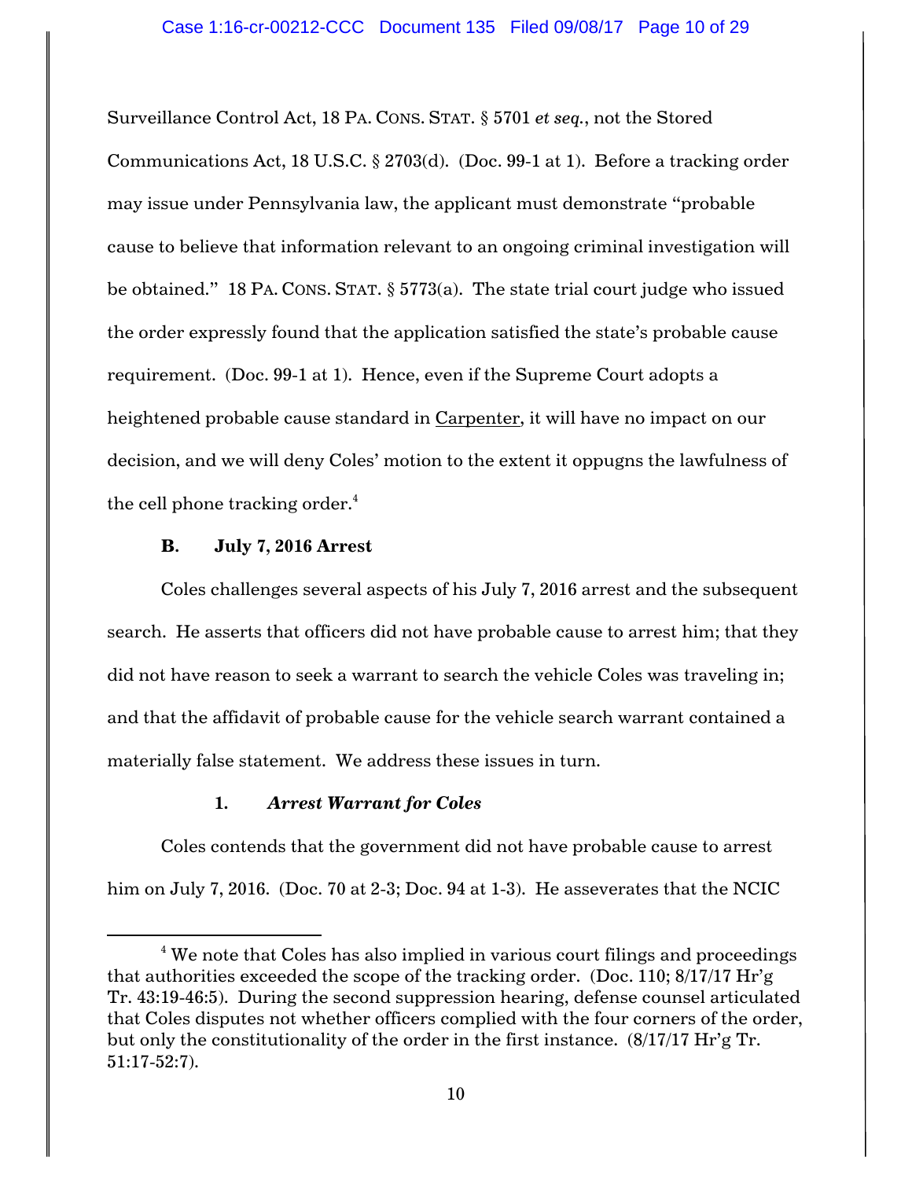Surveillance Control Act, 18 PA. CONS. STAT. § 5701 *et seq.*, not the Stored Communications Act, 18 U.S.C. § 2703(d). (Doc. 99-1 at 1). Before a tracking order may issue under Pennsylvania law, the applicant must demonstrate "probable cause to believe that information relevant to an ongoing criminal investigation will be obtained." 18 PA. CONS. STAT. § 5773(a). The state trial court judge who issued the order expressly found that the application satisfied the state's probable cause requirement. (Doc. 99-1 at 1). Hence, even if the Supreme Court adopts a heightened probable cause standard in Carpenter, it will have no impact on our decision, and we will deny Coles' motion to the extent it oppugns the lawfulness of the cell phone tracking order.[4]

**B. July 7, 2016 Arrest**

Coles challenges several aspects of his July 7, 2016 arrest and the subsequent search. He asserts that officers did not have probable cause to arrest him; that they did not have reason to seek a warrant to search the vehicle Coles was traveling in; and that the affidavit of probable cause for the vehicle search warrant contained a materially false statement. We address these issues in turn.

**1. *Arrest Warrant for Coles***

Coles contends that the government did not have probable cause to arrest him on July 7, 2016. (Doc. 70 at 2-3; Doc. 94 at 1-3). He asseverates that the NCIC

---

[4] We note that Coles has also implied in various court filings and proceedings that authorities exceeded the scope of the tracking order. (Doc. 110; 8/17/17 Hr'g Tr. 43:19-46:5). During the second suppression hearing, defense counsel articulated that Coles disputes not whether officers complied with the four corners of the order, but only the constitutionality of the order in the first instance. (8/17/17 Hr'g Tr. 51:17-52:7).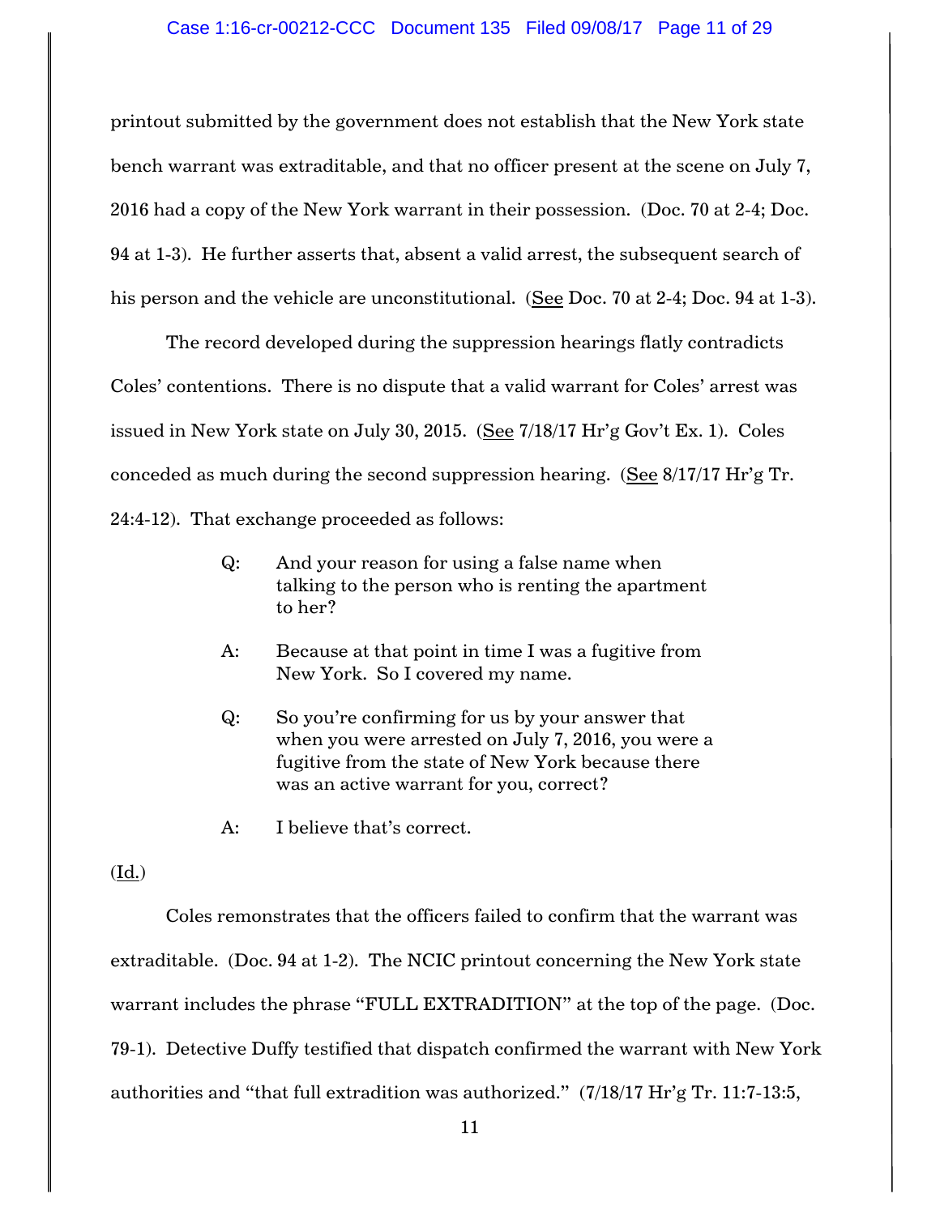printout submitted by the government does not establish that the New York state bench warrant was extraditable, and that no officer present at the scene on July 7, 2016 had a copy of the New York warrant in their possession. (Doc. 70 at 2-4; Doc. 94 at 1-3). He further asserts that, absent a valid arrest, the subsequent search of his person and the vehicle are unconstitutional. (See Doc. 70 at 2-4; Doc. 94 at 1-3).

The record developed during the suppression hearings flatly contradicts Coles' contentions. There is no dispute that a valid warrant for Coles' arrest was issued in New York state on July 30, 2015. (See 7/18/17 Hr'g Gov't Ex. 1). Coles conceded as much during the second suppression hearing. (See 8/17/17 Hr'g Tr. 24:4-12). That exchange proceeded as follows:

> Q: And your reason for using a false name when talking to the person who is renting the apartment to her?
>
> A: Because at that point in time I was a fugitive from New York. So I covered my name.
>
> Q: So you're confirming for us by your answer that when you were arrested on July 7, 2016, you were a fugitive from the state of New York because there was an active warrant for you, correct?
>
> A: I believe that's correct.

(Id.)

Coles remonstrates that the officers failed to confirm that the warrant was extraditable. (Doc. 94 at 1-2). The NCIC printout concerning the New York state warrant includes the phrase "FULL EXTRADITION" at the top of the page. (Doc. 79-1). Detective Duffy testified that dispatch confirmed the warrant with New York authorities and "that full extradition was authorized." (7/18/17 Hr'g Tr. 11:7-13:5,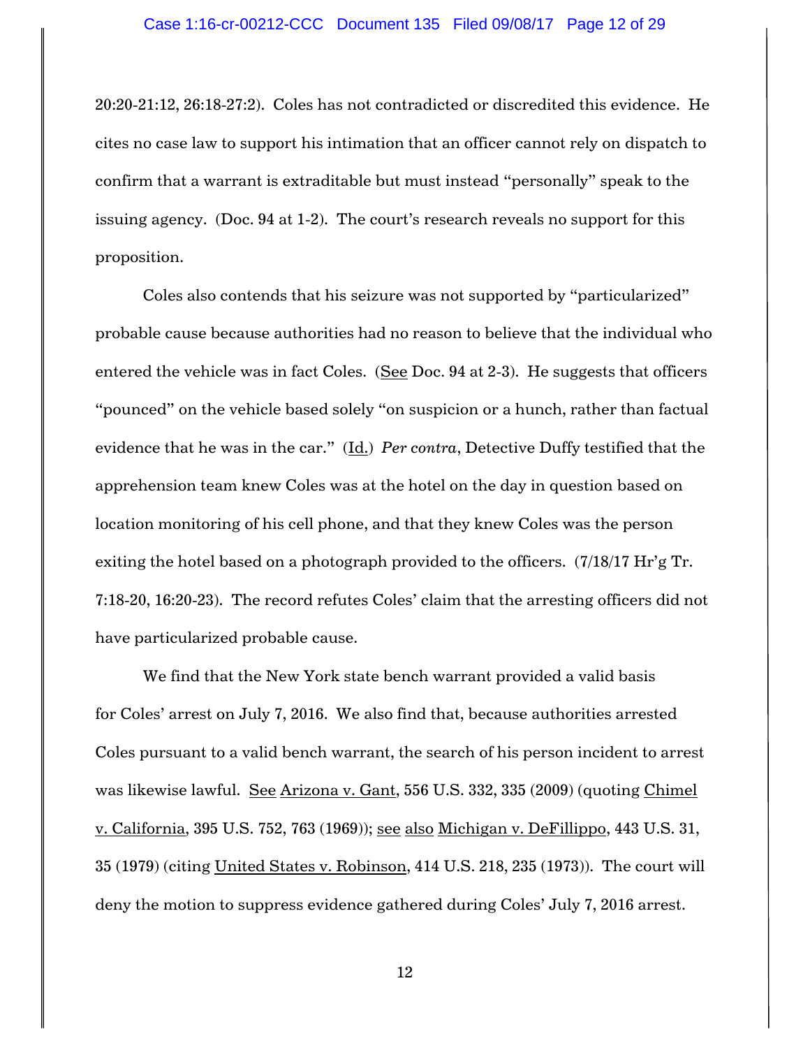20:20-21:12, 26:18-27:2). Coles has not contradicted or discredited this evidence. He cites no case law to support his intimation that an officer cannot rely on dispatch to confirm that a warrant is extraditable but must instead "personally" speak to the issuing agency. (Doc. 94 at 1-2). The court's research reveals no support for this proposition.

Coles also contends that his seizure was not supported by "particularized" probable cause because authorities had no reason to believe that the individual who entered the vehicle was in fact Coles. (See Doc. 94 at 2-3). He suggests that officers "pounced" on the vehicle based solely "on suspicion or a hunch, rather than factual evidence that he was in the car." (Id.) *Per contra*, Detective Duffy testified that the apprehension team knew Coles was at the hotel on the day in question based on location monitoring of his cell phone, and that they knew Coles was the person exiting the hotel based on a photograph provided to the officers. (7/18/17 Hr'g Tr. 7:18-20, 16:20-23). The record refutes Coles' claim that the arresting officers did not have particularized probable cause.

We find that the New York state bench warrant provided a valid basis for Coles' arrest on July 7, 2016. We also find that, because authorities arrested Coles pursuant to a valid bench warrant, the search of his person incident to arrest was likewise lawful. See Arizona v. Gant, 556 U.S. 332, 335 (2009) (quoting Chimel v. California, 395 U.S. 752, 763 (1969)); see also Michigan v. DeFillippo, 443 U.S. 31, 35 (1979) (citing United States v. Robinson, 414 U.S. 218, 235 (1973)). The court will deny the motion to suppress evidence gathered during Coles' July 7, 2016 arrest.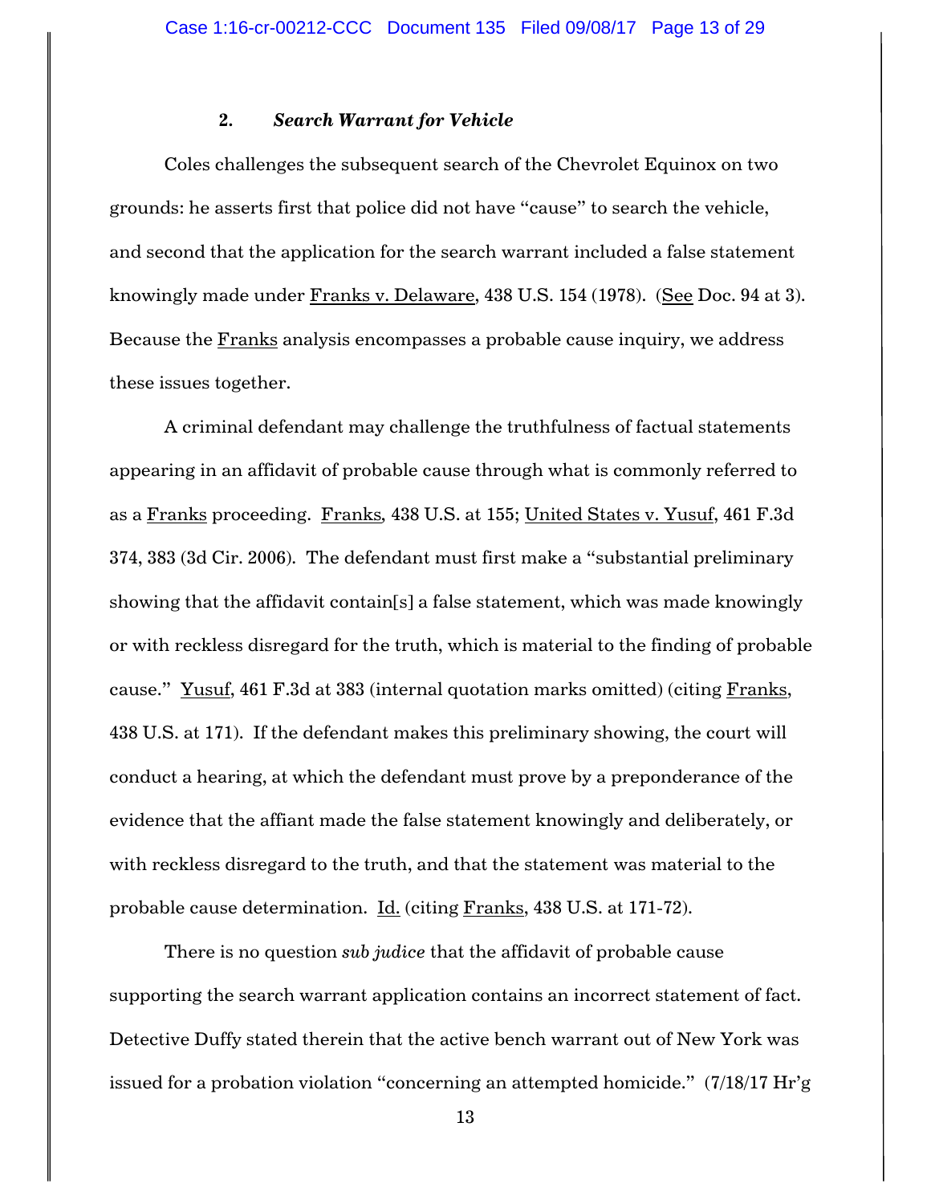### 2. *Search Warrant for Vehicle*

Coles challenges the subsequent search of the Chevrolet Equinox on two grounds: he asserts first that police did not have "cause" to search the vehicle, and second that the application for the search warrant included a false statement knowingly made under Franks v. Delaware, 438 U.S. 154 (1978). (See Doc. 94 at 3). Because the Franks analysis encompasses a probable cause inquiry, we address these issues together.

A criminal defendant may challenge the truthfulness of factual statements appearing in an affidavit of probable cause through what is commonly referred to as a Franks proceeding. Franks, 438 U.S. at 155; United States v. Yusuf, 461 F.3d 374, 383 (3d Cir. 2006). The defendant must first make a "substantial preliminary showing that the affidavit contain[s] a false statement, which was made knowingly or with reckless disregard for the truth, which is material to the finding of probable cause." Yusuf, 461 F.3d at 383 (internal quotation marks omitted) (citing Franks, 438 U.S. at 171). If the defendant makes this preliminary showing, the court will conduct a hearing, at which the defendant must prove by a preponderance of the evidence that the affiant made the false statement knowingly and deliberately, or with reckless disregard to the truth, and that the statement was material to the probable cause determination. Id. (citing Franks, 438 U.S. at 171-72).

There is no question *sub judice* that the affidavit of probable cause supporting the search warrant application contains an incorrect statement of fact. Detective Duffy stated therein that the active bench warrant out of New York was issued for a probation violation "concerning an attempted homicide." (7/18/17 Hr'g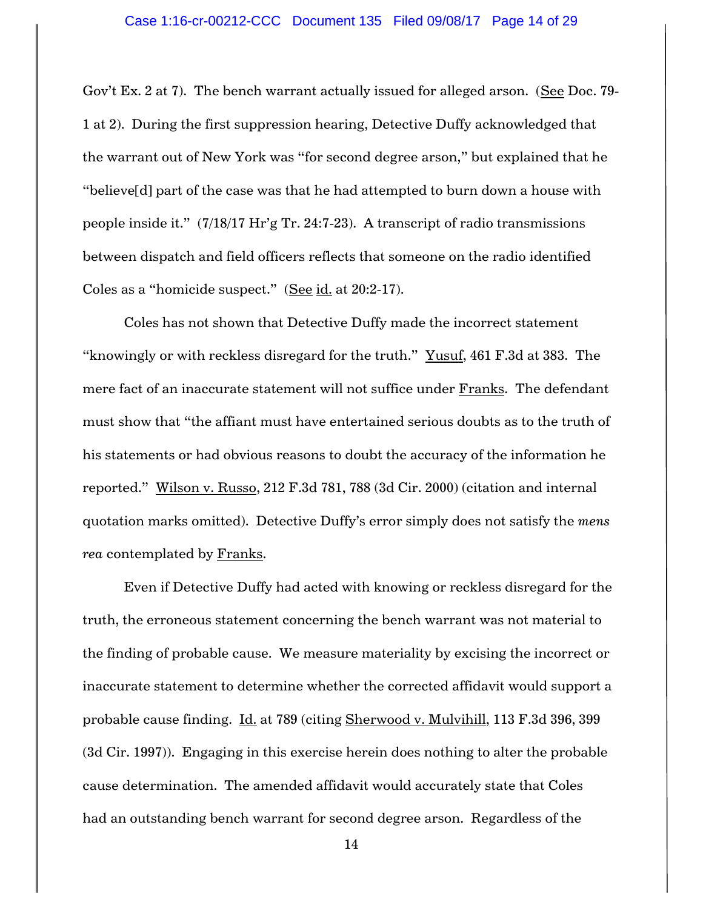Gov't Ex. 2 at 7). The bench warrant actually issued for alleged arson. (See Doc. 79-1 at 2). During the first suppression hearing, Detective Duffy acknowledged that the warrant out of New York was "for second degree arson," but explained that he "believe[d] part of the case was that he had attempted to burn down a house with people inside it." (7/18/17 Hr'g Tr. 24:7-23). A transcript of radio transmissions between dispatch and field officers reflects that someone on the radio identified Coles as a "homicide suspect." (See id. at 20:2-17).

Coles has not shown that Detective Duffy made the incorrect statement "knowingly or with reckless disregard for the truth." Yusuf, 461 F.3d at 383. The mere fact of an inaccurate statement will not suffice under Franks. The defendant must show that "the affiant must have entertained serious doubts as to the truth of his statements or had obvious reasons to doubt the accuracy of the information he reported." Wilson v. Russo, 212 F.3d 781, 788 (3d Cir. 2000) (citation and internal quotation marks omitted). Detective Duffy's error simply does not satisfy the *mens rea* contemplated by Franks.

Even if Detective Duffy had acted with knowing or reckless disregard for the truth, the erroneous statement concerning the bench warrant was not material to the finding of probable cause. We measure materiality by excising the incorrect or inaccurate statement to determine whether the corrected affidavit would support a probable cause finding. Id. at 789 (citing Sherwood v. Mulvihill, 113 F.3d 396, 399 (3d Cir. 1997)). Engaging in this exercise herein does nothing to alter the probable cause determination. The amended affidavit would accurately state that Coles had an outstanding bench warrant for second degree arson. Regardless of the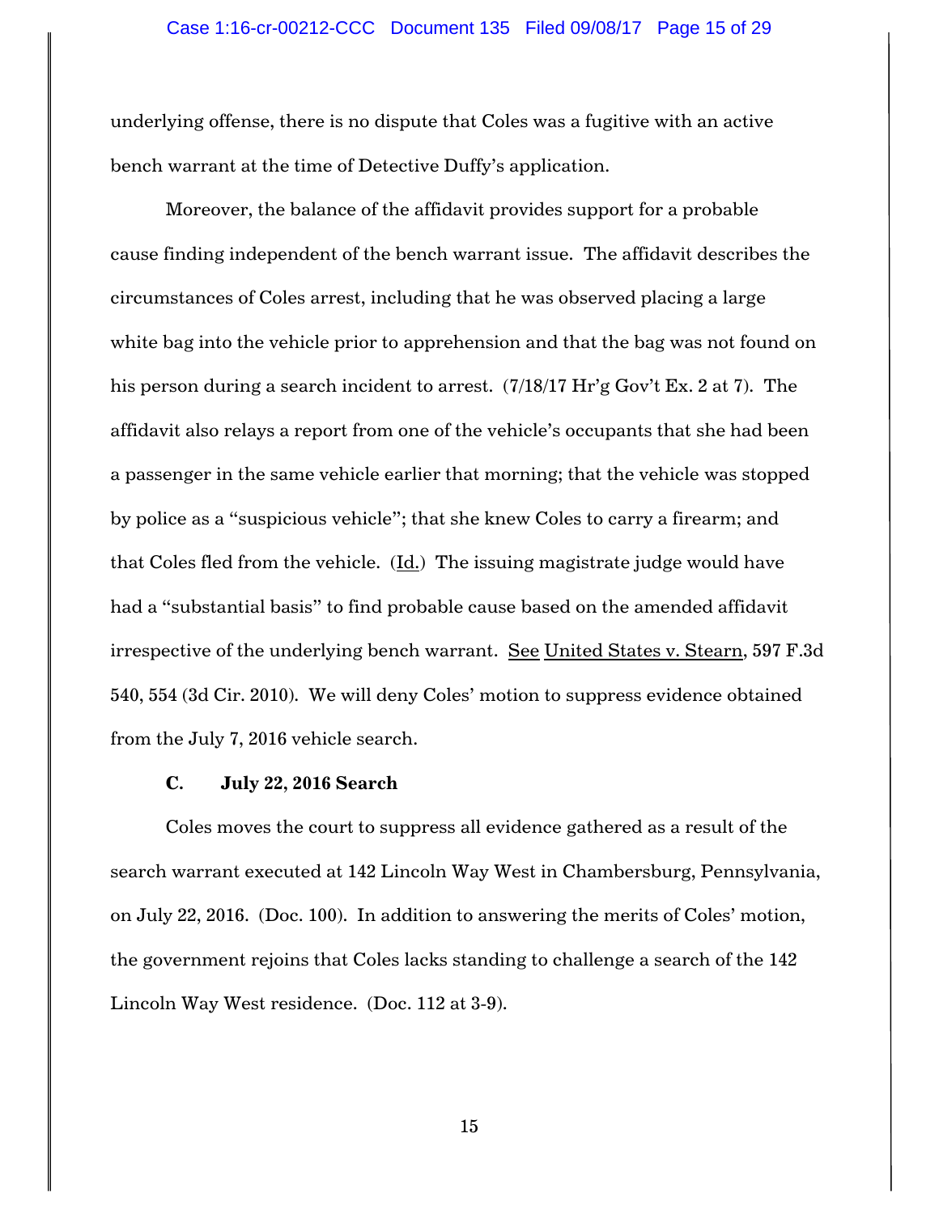underlying offense, there is no dispute that Coles was a fugitive with an active bench warrant at the time of Detective Duffy's application.

Moreover, the balance of the affidavit provides support for a probable cause finding independent of the bench warrant issue. The affidavit describes the circumstances of Coles arrest, including that he was observed placing a large white bag into the vehicle prior to apprehension and that the bag was not found on his person during a search incident to arrest. (7/18/17 Hr'g Gov't Ex. 2 at 7). The affidavit also relays a report from one of the vehicle's occupants that she had been a passenger in the same vehicle earlier that morning; that the vehicle was stopped by police as a "suspicious vehicle"; that she knew Coles to carry a firearm; and that Coles fled from the vehicle. (Id.) The issuing magistrate judge would have had a "substantial basis" to find probable cause based on the amended affidavit irrespective of the underlying bench warrant. See United States v. Stearn, 597 F.3d 540, 554 (3d Cir. 2010). We will deny Coles' motion to suppress evidence obtained from the July 7, 2016 vehicle search.

### C. July 22, 2016 Search

Coles moves the court to suppress all evidence gathered as a result of the search warrant executed at 142 Lincoln Way West in Chambersburg, Pennsylvania, on July 22, 2016. (Doc. 100). In addition to answering the merits of Coles' motion, the government rejoins that Coles lacks standing to challenge a search of the 142 Lincoln Way West residence. (Doc. 112 at 3-9).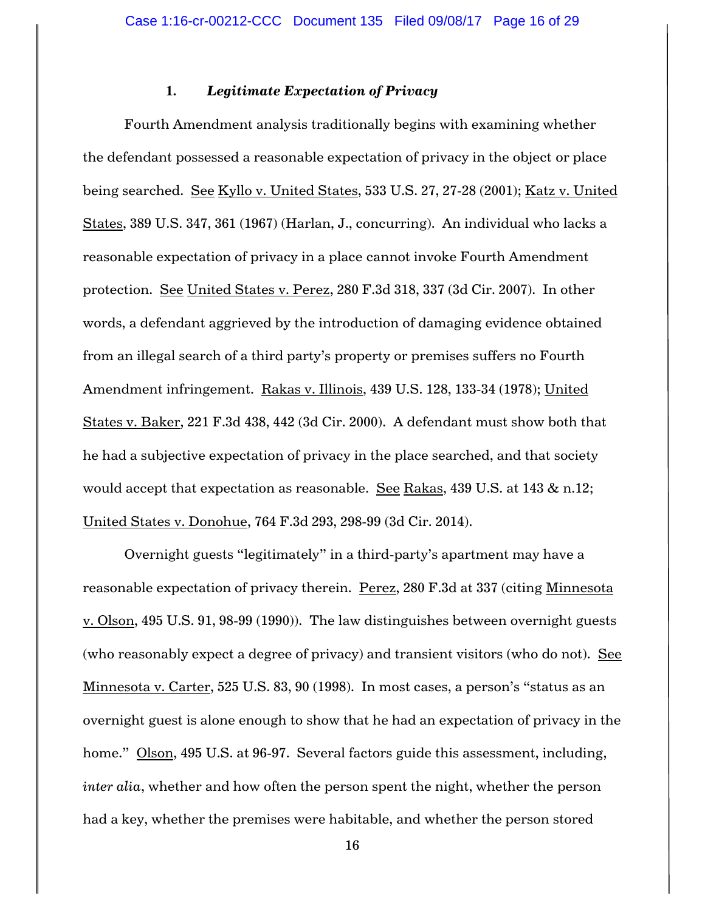### 1. *Legitimate Expectation of Privacy*

Fourth Amendment analysis traditionally begins with examining whether the defendant possessed a reasonable expectation of privacy in the object or place being searched. See Kyllo v. United States, 533 U.S. 27, 27-28 (2001); Katz v. United States, 389 U.S. 347, 361 (1967) (Harlan, J., concurring). An individual who lacks a reasonable expectation of privacy in a place cannot invoke Fourth Amendment protection. See United States v. Perez, 280 F.3d 318, 337 (3d Cir. 2007). In other words, a defendant aggrieved by the introduction of damaging evidence obtained from an illegal search of a third party's property or premises suffers no Fourth Amendment infringement. Rakas v. Illinois, 439 U.S. 128, 133-34 (1978); United States v. Baker, 221 F.3d 438, 442 (3d Cir. 2000). A defendant must show both that he had a subjective expectation of privacy in the place searched, and that society would accept that expectation as reasonable. See Rakas, 439 U.S. at 143 & n.12; United States v. Donohue, 764 F.3d 293, 298-99 (3d Cir. 2014).

Overnight guests "legitimately" in a third-party's apartment may have a reasonable expectation of privacy therein. Perez, 280 F.3d at 337 (citing Minnesota v. Olson, 495 U.S. 91, 98-99 (1990)). The law distinguishes between overnight guests (who reasonably expect a degree of privacy) and transient visitors (who do not). See Minnesota v. Carter, 525 U.S. 83, 90 (1998). In most cases, a person's "status as an overnight guest is alone enough to show that he had an expectation of privacy in the home." Olson, 495 U.S. at 96-97. Several factors guide this assessment, including, *inter alia*, whether and how often the person spent the night, whether the person had a key, whether the premises were habitable, and whether the person stored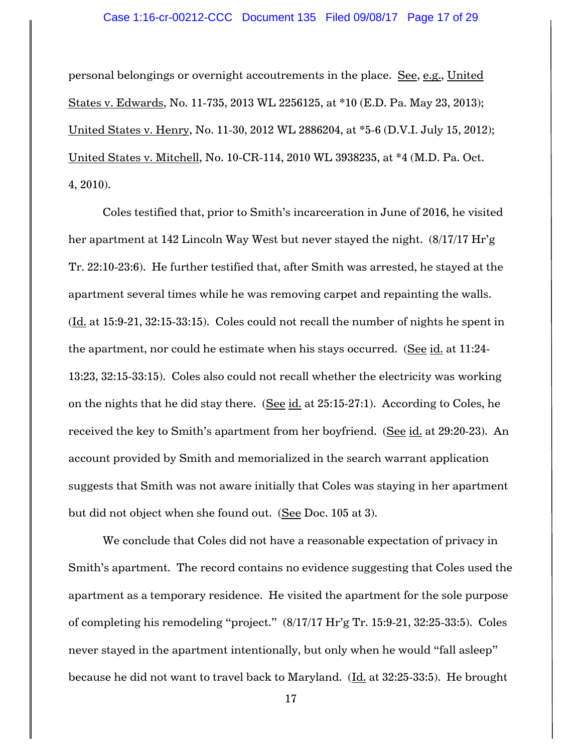personal belongings or overnight accoutrements in the place. See, e.g., United States v. Edwards, No. 11-735, 2013 WL 2256125, at *10 (E.D. Pa. May 23, 2013); United States v. Henry, No. 11-30, 2012 WL 2886204, at *5-6 (D.V.I. July 15, 2012); United States v. Mitchell, No. 10-CR-114, 2010 WL 3938235, at *4 (M.D. Pa. Oct. 4, 2010).

Coles testified that, prior to Smith's incarceration in June of 2016, he visited her apartment at 142 Lincoln Way West but never stayed the night. (8/17/17 Hr'g Tr. 22:10-23:6). He further testified that, after Smith was arrested, he stayed at the apartment several times while he was removing carpet and repainting the walls. (Id. at 15:9-21, 32:15-33:15). Coles could not recall the number of nights he spent in the apartment, nor could he estimate when his stays occurred. (See id. at 11:24-13:23, 32:15-33:15). Coles also could not recall whether the electricity was working on the nights that he did stay there. (See id. at 25:15-27:1). According to Coles, he received the key to Smith's apartment from her boyfriend. (See id. at 29:20-23). An account provided by Smith and memorialized in the search warrant application suggests that Smith was not aware initially that Coles was staying in her apartment but did not object when she found out. (See Doc. 105 at 3).

We conclude that Coles did not have a reasonable expectation of privacy in Smith's apartment. The record contains no evidence suggesting that Coles used the apartment as a temporary residence. He visited the apartment for the sole purpose of completing his remodeling "project." (8/17/17 Hr'g Tr. 15:9-21, 32:25-33:5). Coles never stayed in the apartment intentionally, but only when he would "fall asleep" because he did not want to travel back to Maryland. (Id. at 32:25-33:5). He brought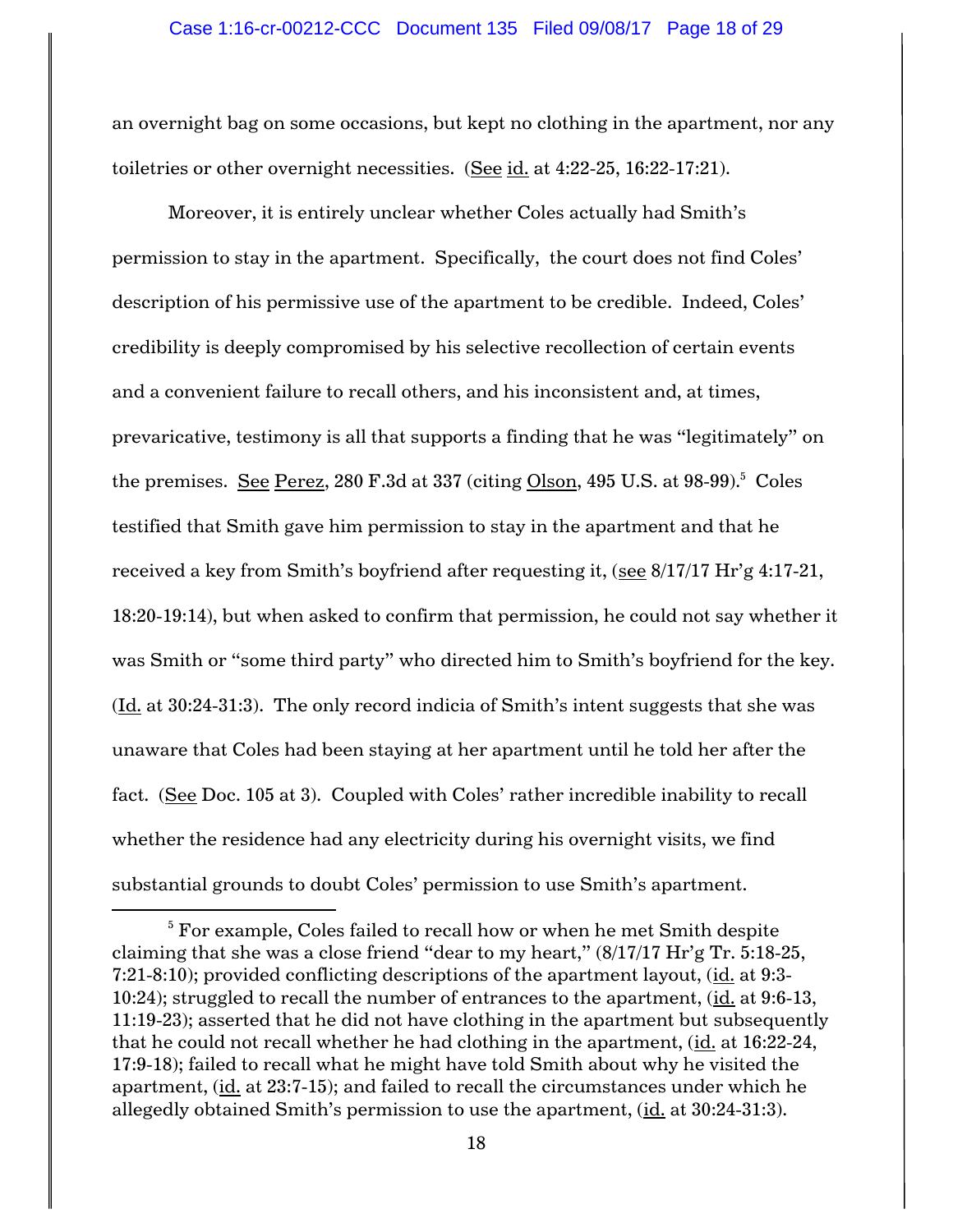an overnight bag on some occasions, but kept no clothing in the apartment, nor any toiletries or other overnight necessities. (See id. at 4:22-25, 16:22-17:21).

Moreover, it is entirely unclear whether Coles actually had Smith's permission to stay in the apartment. Specifically, the court does not find Coles' description of his permissive use of the apartment to be credible. Indeed, Coles' credibility is deeply compromised by his selective recollection of certain events and a convenient failure to recall others, and his inconsistent and, at times, prevaricative, testimony is all that supports a finding that he was "legitimately" on the premises. See Perez, 280 F.3d at 337 (citing Olson, 495 U.S. at 98-99).[5] Coles testified that Smith gave him permission to stay in the apartment and that he received a key from Smith's boyfriend after requesting it, (see 8/17/17 Hr'g 4:17-21, 18:20-19:14), but when asked to confirm that permission, he could not say whether it was Smith or "some third party" who directed him to Smith's boyfriend for the key. (Id. at 30:24-31:3). The only record indicia of Smith's intent suggests that she was unaware that Coles had been staying at her apartment until he told her after the fact. (See Doc. 105 at 3). Coupled with Coles' rather incredible inability to recall whether the residence had any electricity during his overnight visits, we find substantial grounds to doubt Coles' permission to use Smith's apartment.

[5] For example, Coles failed to recall how or when he met Smith despite claiming that she was a close friend "dear to my heart," (8/17/17 Hr'g Tr. 5:18-25, 7:21-8:10); provided conflicting descriptions of the apartment layout, (id. at 9:3-10:24); struggled to recall the number of entrances to the apartment, (id. at 9:6-13, 11:19-23); asserted that he did not have clothing in the apartment but subsequently that he could not recall whether he had clothing in the apartment, (id. at 16:22-24, 17:9-18); failed to recall what he might have told Smith about why he visited the apartment, (id. at 23:7-15); and failed to recall the circumstances under which he allegedly obtained Smith's permission to use the apartment, (id. at 30:24-31:3).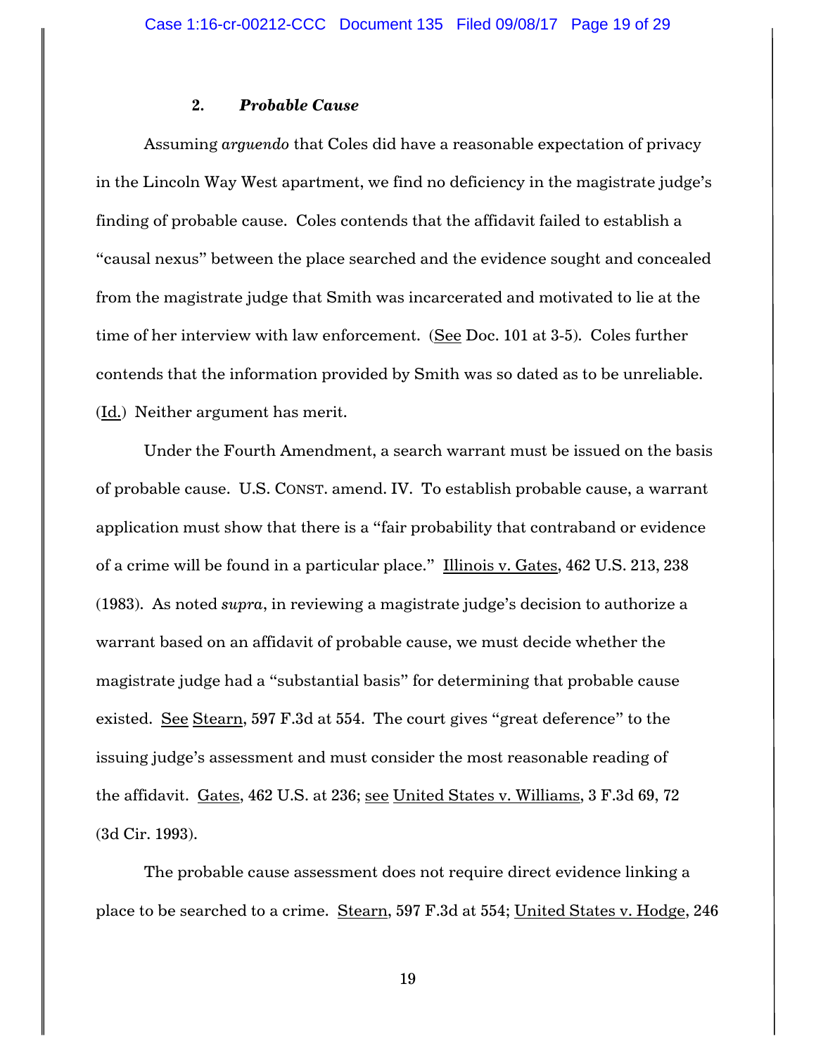### 2. ***Probable Cause***

Assuming *arguendo* that Coles did have a reasonable expectation of privacy in the Lincoln Way West apartment, we find no deficiency in the magistrate judge's finding of probable cause. Coles contends that the affidavit failed to establish a "causal nexus" between the place searched and the evidence sought and concealed from the magistrate judge that Smith was incarcerated and motivated to lie at the time of her interview with law enforcement. (See Doc. 101 at 3-5). Coles further contends that the information provided by Smith was so dated as to be unreliable. (Id.) Neither argument has merit.

Under the Fourth Amendment, a search warrant must be issued on the basis of probable cause. U.S. CONST. amend. IV. To establish probable cause, a warrant application must show that there is a "fair probability that contraband or evidence of a crime will be found in a particular place." Illinois v. Gates, 462 U.S. 213, 238 (1983). As noted *supra*, in reviewing a magistrate judge's decision to authorize a warrant based on an affidavit of probable cause, we must decide whether the magistrate judge had a "substantial basis" for determining that probable cause existed. See Stearn, 597 F.3d at 554. The court gives "great deference" to the issuing judge's assessment and must consider the most reasonable reading of the affidavit. Gates, 462 U.S. at 236; see United States v. Williams, 3 F.3d 69, 72 (3d Cir. 1993).

The probable cause assessment does not require direct evidence linking a place to be searched to a crime. Stearn, 597 F.3d at 554; United States v. Hodge, 246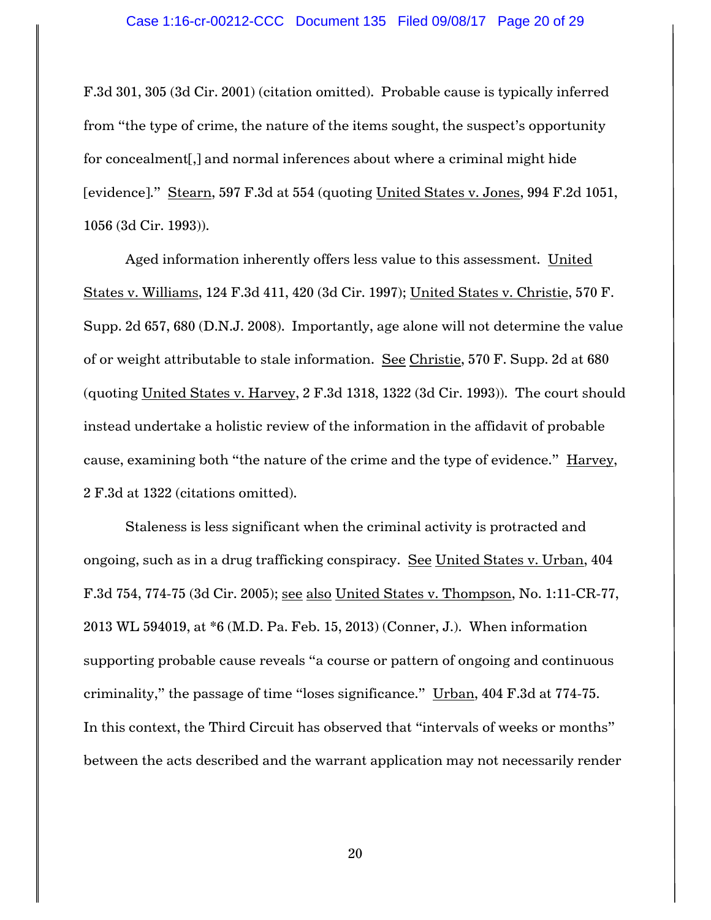F.3d 301, 305 (3d Cir. 2001) (citation omitted). Probable cause is typically inferred from "the type of crime, the nature of the items sought, the suspect's opportunity for concealment[,] and normal inferences about where a criminal might hide [evidence]." Stearn, 597 F.3d at 554 (quoting United States v. Jones, 994 F.2d 1051, 1056 (3d Cir. 1993)).

Aged information inherently offers less value to this assessment. United States v. Williams, 124 F.3d 411, 420 (3d Cir. 1997); United States v. Christie, 570 F. Supp. 2d 657, 680 (D.N.J. 2008). Importantly, age alone will not determine the value of or weight attributable to stale information. See Christie, 570 F. Supp. 2d at 680 (quoting United States v. Harvey, 2 F.3d 1318, 1322 (3d Cir. 1993)). The court should instead undertake a holistic review of the information in the affidavit of probable cause, examining both "the nature of the crime and the type of evidence." Harvey, 2 F.3d at 1322 (citations omitted).

Staleness is less significant when the criminal activity is protracted and ongoing, such as in a drug trafficking conspiracy. See United States v. Urban, 404 F.3d 754, 774-75 (3d Cir. 2005); see also United States v. Thompson, No. 1:11-CR-77, 2013 WL 594019, at *6 (M.D. Pa. Feb. 15, 2013) (Conner, J.). When information supporting probable cause reveals "a course or pattern of ongoing and continuous criminality," the passage of time "loses significance." Urban, 404 F.3d at 774-75. In this context, the Third Circuit has observed that "intervals of weeks or months" between the acts described and the warrant application may not necessarily render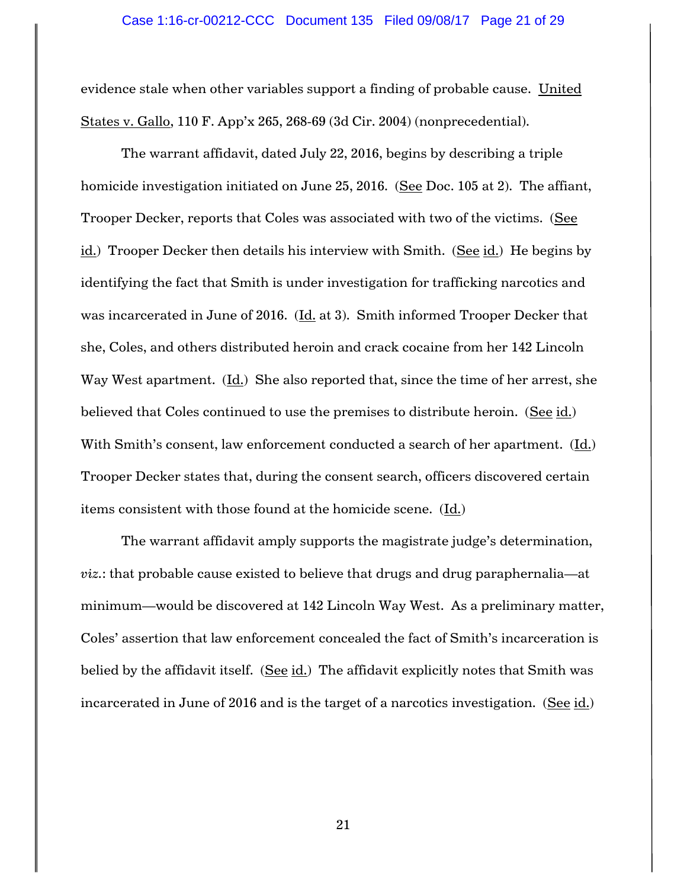evidence stale when other variables support a finding of probable cause. United States v. Gallo, 110 F. App'x 265, 268-69 (3d Cir. 2004) (nonprecedential).

The warrant affidavit, dated July 22, 2016, begins by describing a triple homicide investigation initiated on June 25, 2016. (See Doc. 105 at 2). The affiant, Trooper Decker, reports that Coles was associated with two of the victims. (See id.) Trooper Decker then details his interview with Smith. (See id.) He begins by identifying the fact that Smith is under investigation for trafficking narcotics and was incarcerated in June of 2016. (Id. at 3). Smith informed Trooper Decker that she, Coles, and others distributed heroin and crack cocaine from her 142 Lincoln Way West apartment. (Id.) She also reported that, since the time of her arrest, she believed that Coles continued to use the premises to distribute heroin. (See id.) With Smith's consent, law enforcement conducted a search of her apartment. (Id.) Trooper Decker states that, during the consent search, officers discovered certain items consistent with those found at the homicide scene. (Id.)

The warrant affidavit amply supports the magistrate judge's determination, *viz.*: that probable cause existed to believe that drugs and drug paraphernalia—at minimum—would be discovered at 142 Lincoln Way West. As a preliminary matter, Coles' assertion that law enforcement concealed the fact of Smith's incarceration is belied by the affidavit itself. (See id.) The affidavit explicitly notes that Smith was incarcerated in June of 2016 and is the target of a narcotics investigation. (See id.)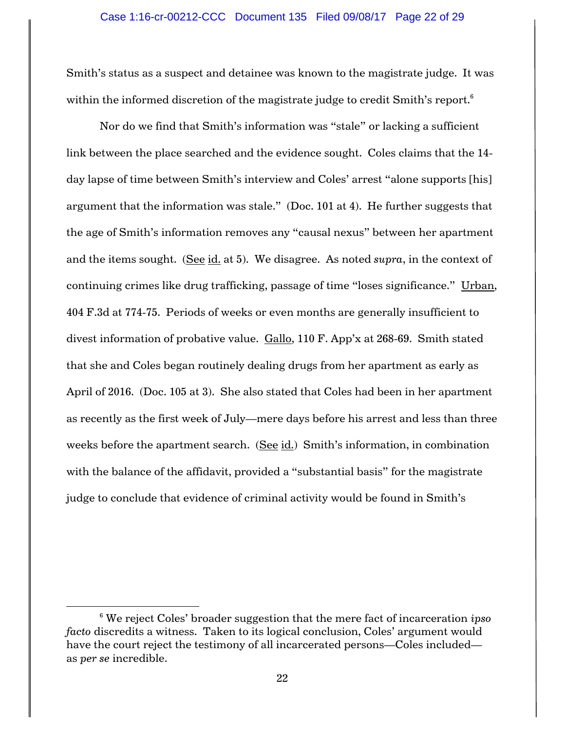Smith's status as a suspect and detainee was known to the magistrate judge. It was within the informed discretion of the magistrate judge to credit Smith's report.[6]

Nor do we find that Smith's information was "stale" or lacking a sufficient link between the place searched and the evidence sought. Coles claims that the 14-day lapse of time between Smith's interview and Coles' arrest "alone supports [his] argument that the information was stale." (Doc. 101 at 4). He further suggests that the age of Smith's information removes any "causal nexus" between her apartment and the items sought. (See id. at 5). We disagree. As noted *supra*, in the context of continuing crimes like drug trafficking, passage of time "loses significance." Urban, 404 F.3d at 774-75. Periods of weeks or even months are generally insufficient to divest information of probative value. Gallo, 110 F. App'x at 268-69. Smith stated that she and Coles began routinely dealing drugs from her apartment as early as April of 2016. (Doc. 105 at 3). She also stated that Coles had been in her apartment as recently as the first week of July—mere days before his arrest and less than three weeks before the apartment search. (See id.) Smith's information, in combination with the balance of the affidavit, provided a "substantial basis" for the magistrate judge to conclude that evidence of criminal activity would be found in Smith's

[6] We reject Coles' broader suggestion that the mere fact of incarceration *ipso facto* discredits a witness. Taken to its logical conclusion, Coles' argument would have the court reject the testimony of all incarcerated persons—Coles included—as *per se* incredible.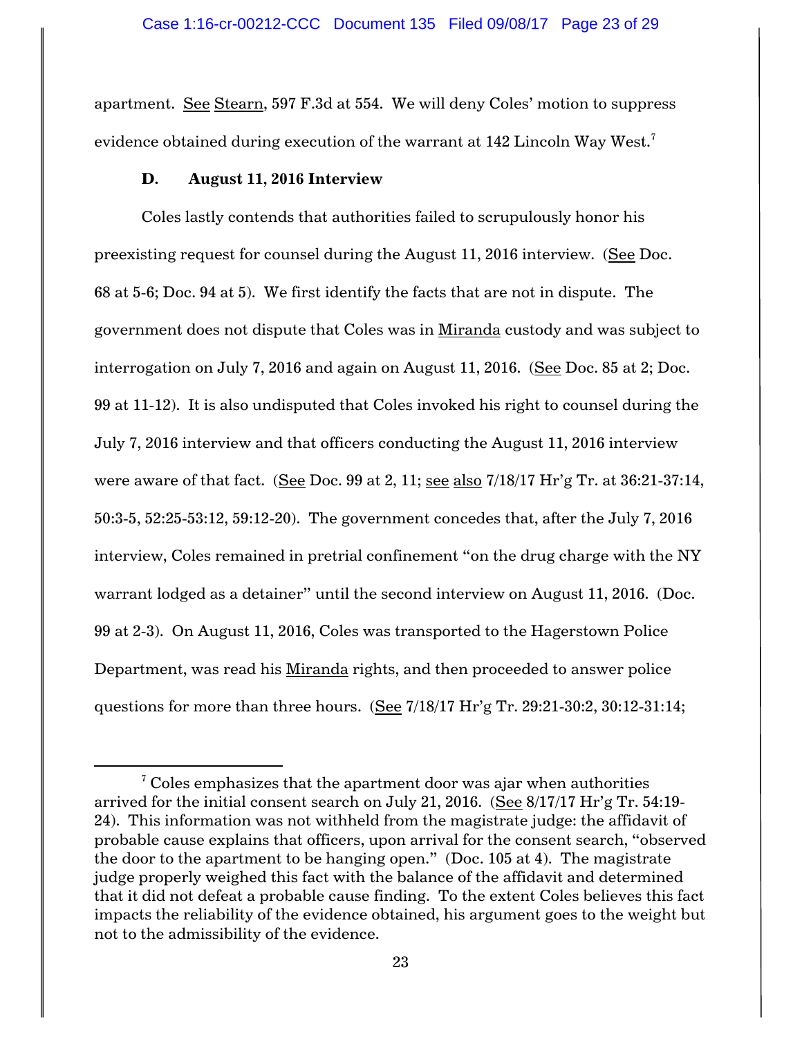apartment. See Stearn, 597 F.3d at 554. We will deny Coles' motion to suppress evidence obtained during execution of the warrant at 142 Lincoln Way West.[7]

### D. August 11, 2016 Interview

Coles lastly contends that authorities failed to scrupulously honor his preexisting request for counsel during the August 11, 2016 interview. (See Doc. 68 at 5-6; Doc. 94 at 5). We first identify the facts that are not in dispute. The government does not dispute that Coles was in Miranda custody and was subject to interrogation on July 7, 2016 and again on August 11, 2016. (See Doc. 85 at 2; Doc. 99 at 11-12). It is also undisputed that Coles invoked his right to counsel during the July 7, 2016 interview and that officers conducting the August 11, 2016 interview were aware of that fact. (See Doc. 99 at 2, 11; see also 7/18/17 Hr'g Tr. at 36:21-37:14, 50:3-5, 52:25-53:12, 59:12-20). The government concedes that, after the July 7, 2016 interview, Coles remained in pretrial confinement "on the drug charge with the NY warrant lodged as a detainer" until the second interview on August 11, 2016. (Doc. 99 at 2-3). On August 11, 2016, Coles was transported to the Hagerstown Police Department, was read his Miranda rights, and then proceeded to answer police questions for more than three hours. (See 7/18/17 Hr'g Tr. 29:21-30:2, 30:12-31:14;

---

[7] Coles emphasizes that the apartment door was ajar when authorities arrived for the initial consent search on July 21, 2016. (See 8/17/17 Hr'g Tr. 54:19-24). This information was not withheld from the magistrate judge: the affidavit of probable cause explains that officers, upon arrival for the consent search, "observed the door to the apartment to be hanging open." (Doc. 105 at 4). The magistrate judge properly weighed this fact with the balance of the affidavit and determined that it did not defeat a probable cause finding. To the extent Coles believes this fact impacts the reliability of the evidence obtained, his argument goes to the weight but not to the admissibility of the evidence.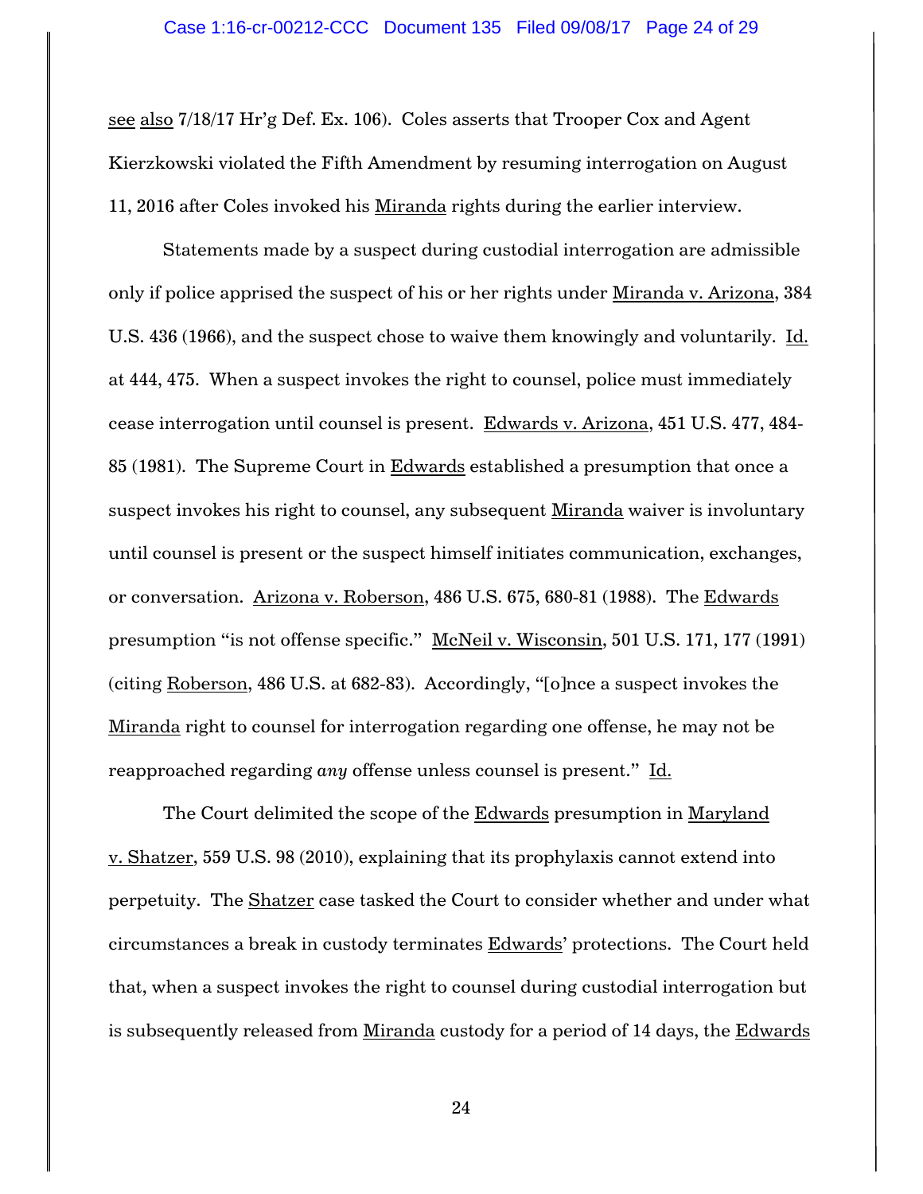see also 7/18/17 Hr'g Def. Ex. 106). Coles asserts that Trooper Cox and Agent Kierzkowski violated the Fifth Amendment by resuming interrogation on August 11, 2016 after Coles invoked his Miranda rights during the earlier interview.

Statements made by a suspect during custodial interrogation are admissible only if police apprised the suspect of his or her rights under Miranda v. Arizona, 384 U.S. 436 (1966), and the suspect chose to waive them knowingly and voluntarily. Id. at 444, 475. When a suspect invokes the right to counsel, police must immediately cease interrogation until counsel is present. Edwards v. Arizona, 451 U.S. 477, 484-85 (1981). The Supreme Court in Edwards established a presumption that once a suspect invokes his right to counsel, any subsequent Miranda waiver is involuntary until counsel is present or the suspect himself initiates communication, exchanges, or conversation. Arizona v. Roberson, 486 U.S. 675, 680-81 (1988). The Edwards presumption "is not offense specific." McNeil v. Wisconsin, 501 U.S. 171, 177 (1991) (citing Roberson, 486 U.S. at 682-83). Accordingly, "[o]nce a suspect invokes the Miranda right to counsel for interrogation regarding one offense, he may not be reapproached regarding *any* offense unless counsel is present." Id.

The Court delimited the scope of the Edwards presumption in Maryland v. Shatzer, 559 U.S. 98 (2010), explaining that its prophylaxis cannot extend into perpetuity. The Shatzer case tasked the Court to consider whether and under what circumstances a break in custody terminates Edwards' protections. The Court held that, when a suspect invokes the right to counsel during custodial interrogation but is subsequently released from Miranda custody for a period of 14 days, the Edwards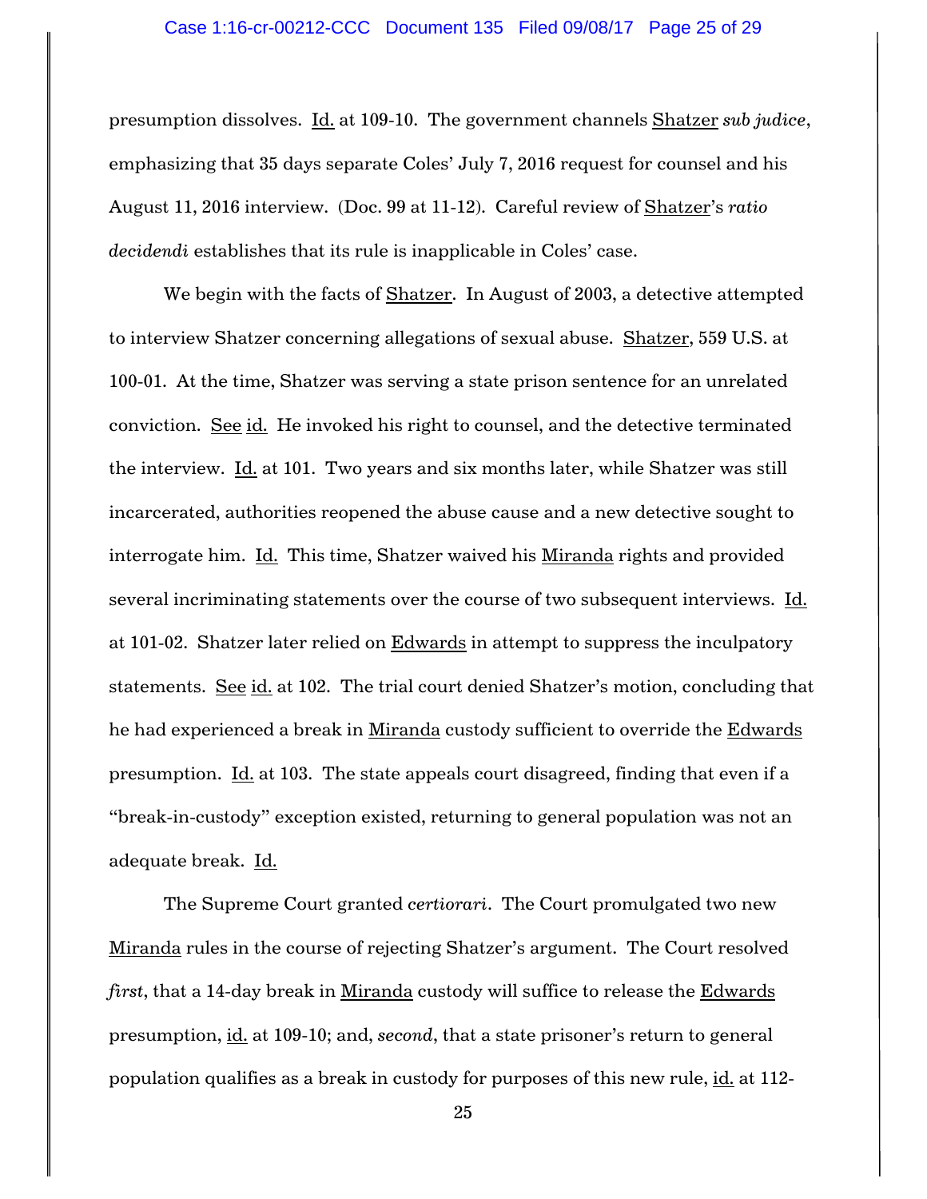presumption dissolves. Id. at 109-10. The government channels Shatzer *sub judice*, emphasizing that 35 days separate Coles' July 7, 2016 request for counsel and his August 11, 2016 interview. (Doc. 99 at 11-12). Careful review of Shatzer's *ratio decidendi* establishes that its rule is inapplicable in Coles' case.

We begin with the facts of Shatzer. In August of 2003, a detective attempted to interview Shatzer concerning allegations of sexual abuse. Shatzer, 559 U.S. at 100-01. At the time, Shatzer was serving a state prison sentence for an unrelated conviction. See id. He invoked his right to counsel, and the detective terminated the interview. Id. at 101. Two years and six months later, while Shatzer was still incarcerated, authorities reopened the abuse cause and a new detective sought to interrogate him. Id. This time, Shatzer waived his Miranda rights and provided several incriminating statements over the course of two subsequent interviews. Id. at 101-02. Shatzer later relied on Edwards in attempt to suppress the inculpatory statements. See id. at 102. The trial court denied Shatzer's motion, concluding that he had experienced a break in Miranda custody sufficient to override the Edwards presumption. Id. at 103. The state appeals court disagreed, finding that even if a "break-in-custody" exception existed, returning to general population was not an adequate break. Id.

The Supreme Court granted *certiorari*. The Court promulgated two new Miranda rules in the course of rejecting Shatzer's argument. The Court resolved *first*, that a 14-day break in Miranda custody will suffice to release the Edwards presumption, id. at 109-10; and, *second*, that a state prisoner's return to general population qualifies as a break in custody for purposes of this new rule, id. at 112-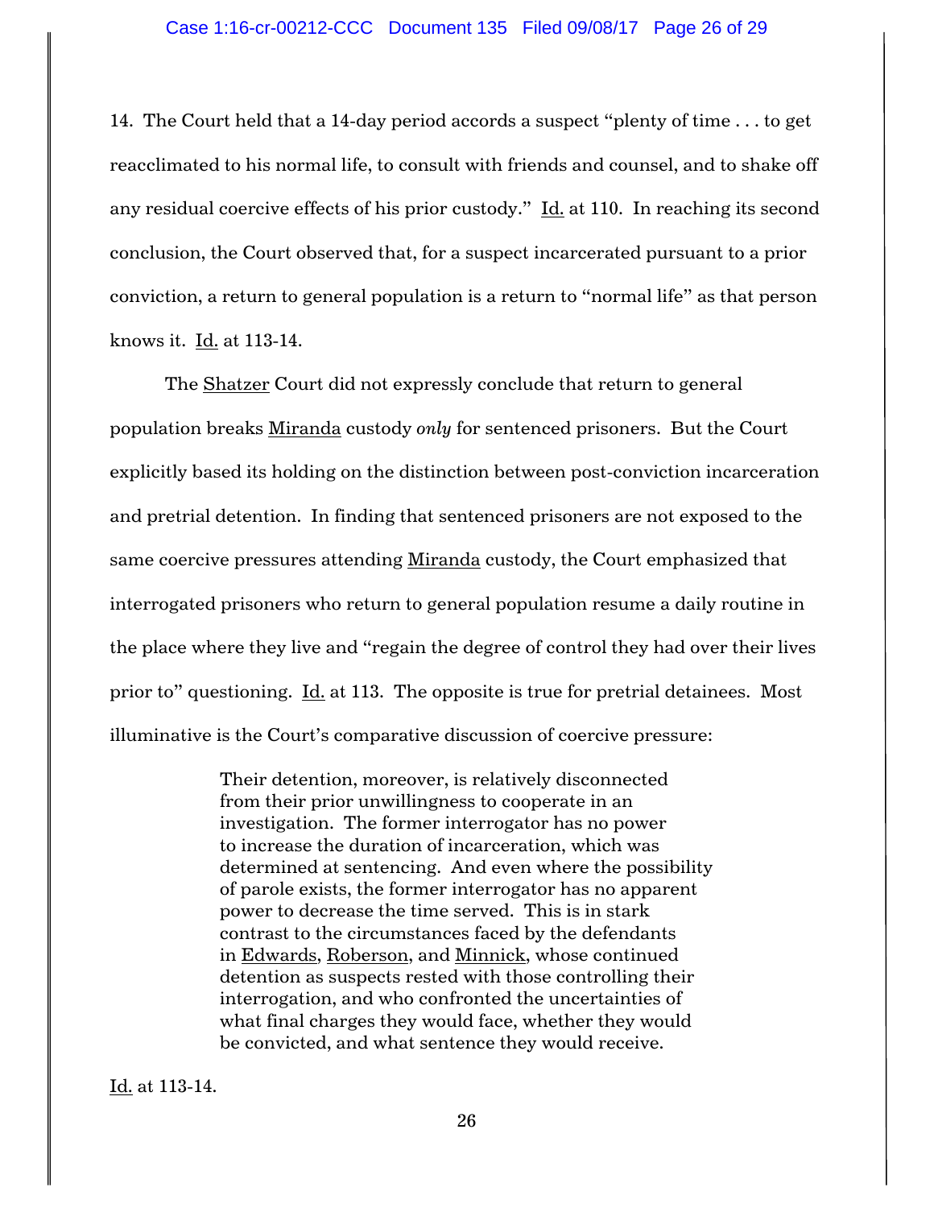14. The Court held that a 14-day period accords a suspect "plenty of time . . . to get reacclimated to his normal life, to consult with friends and counsel, and to shake off any residual coercive effects of his prior custody." Id. at 110. In reaching its second conclusion, the Court observed that, for a suspect incarcerated pursuant to a prior conviction, a return to general population is a return to "normal life" as that person knows it. Id. at 113-14.

The Shatzer Court did not expressly conclude that return to general population breaks Miranda custody *only* for sentenced prisoners. But the Court explicitly based its holding on the distinction between post-conviction incarceration and pretrial detention. In finding that sentenced prisoners are not exposed to the same coercive pressures attending Miranda custody, the Court emphasized that interrogated prisoners who return to general population resume a daily routine in the place where they live and "regain the degree of control they had over their lives prior to" questioning. Id. at 113. The opposite is true for pretrial detainees. Most illuminative is the Court's comparative discussion of coercive pressure:

> Their detention, moreover, is relatively disconnected from their prior unwillingness to cooperate in an investigation. The former interrogator has no power to increase the duration of incarceration, which was determined at sentencing. And even where the possibility of parole exists, the former interrogator has no apparent power to decrease the time served. This is in stark contrast to the circumstances faced by the defendants in Edwards, Roberson, and Minnick, whose continued detention as suspects rested with those controlling their interrogation, and who confronted the uncertainties of what final charges they would face, whether they would be convicted, and what sentence they would receive.

Id. at 113-14.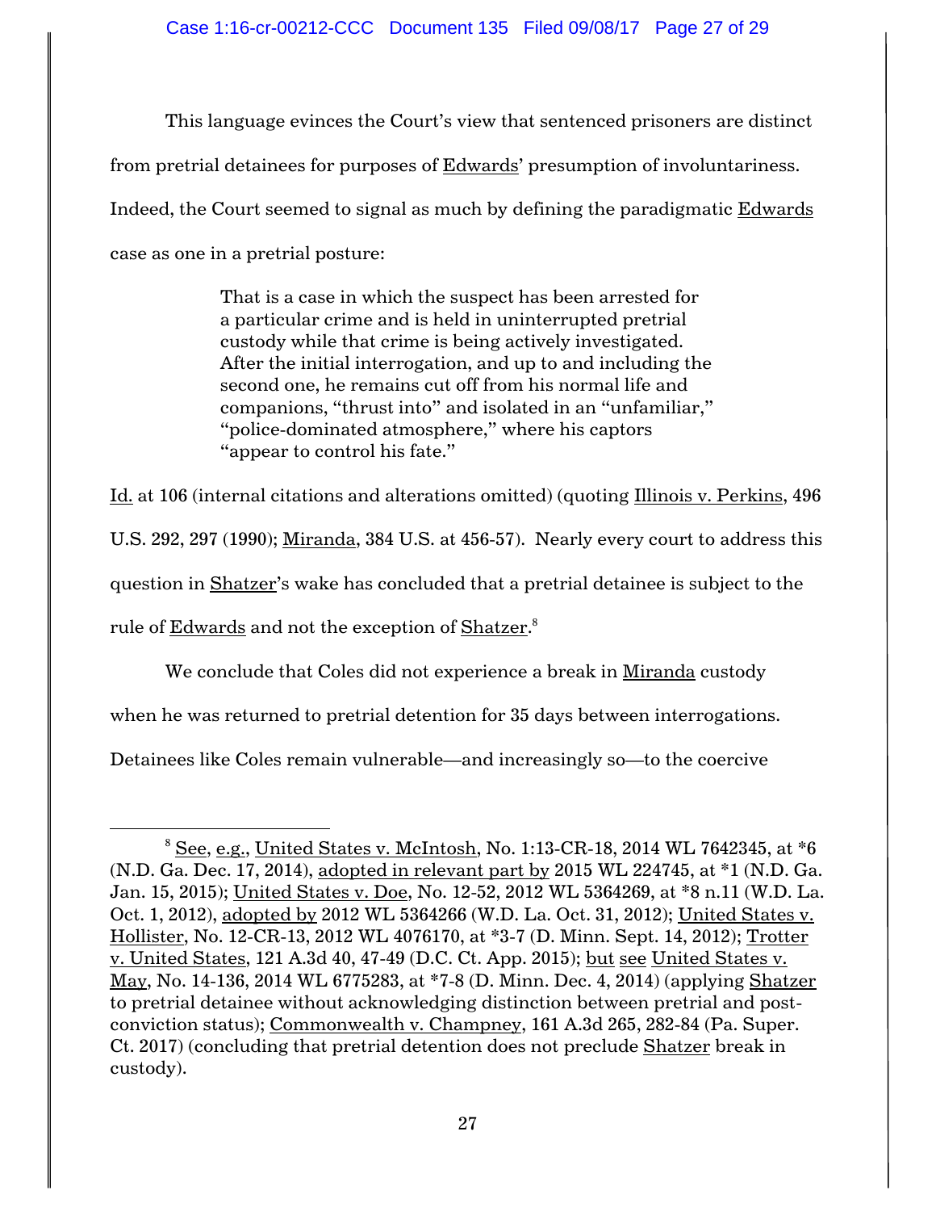This language evinces the Court's view that sentenced prisoners are distinct from pretrial detainees for purposes of Edwards' presumption of involuntariness. Indeed, the Court seemed to signal as much by defining the paradigmatic Edwards case as one in a pretrial posture:

> That is a case in which the suspect has been arrested for a particular crime and is held in uninterrupted pretrial custody while that crime is being actively investigated. After the initial interrogation, and up to and including the second one, he remains cut off from his normal life and companions, "thrust into" and isolated in an "unfamiliar," "police-dominated atmosphere," where his captors "appear to control his fate."

Id. at 106 (internal citations and alterations omitted) (quoting Illinois v. Perkins, 496 U.S. 292, 297 (1990); Miranda, 384 U.S. at 456-57). Nearly every court to address this question in Shatzer's wake has concluded that a pretrial detainee is subject to the rule of Edwards and not the exception of Shatzer.[8]

We conclude that Coles did not experience a break in Miranda custody when he was returned to pretrial detention for 35 days between interrogations. Detainees like Coles remain vulnerable—and increasingly so—to the coercive

---

[8] See, e.g., United States v. McIntosh, No. 1:13-CR-18, 2014 WL 7642345, at *6 (N.D. Ga. Dec. 17, 2014), adopted in relevant part by 2015 WL 224745, at *1 (N.D. Ga. Jan. 15, 2015); United States v. Doe, No. 12-52, 2012 WL 5364269, at *8 n.11 (W.D. La. Oct. 1, 2012), adopted by 2012 WL 5364266 (W.D. La. Oct. 31, 2012); United States v. Hollister, No. 12-CR-13, 2012 WL 4076170, at *3-7 (D. Minn. Sept. 14, 2012); Trotter v. United States, 121 A.3d 40, 47-49 (D.C. Ct. App. 2015); but see United States v. May, No. 14-136, 2014 WL 6775283, at *7-8 (D. Minn. Dec. 4, 2014) (applying Shatzer to pretrial detainee without acknowledging distinction between pretrial and post-conviction status); Commonwealth v. Champney, 161 A.3d 265, 282-84 (Pa. Super. Ct. 2017) (concluding that pretrial detention does not preclude Shatzer break in custody).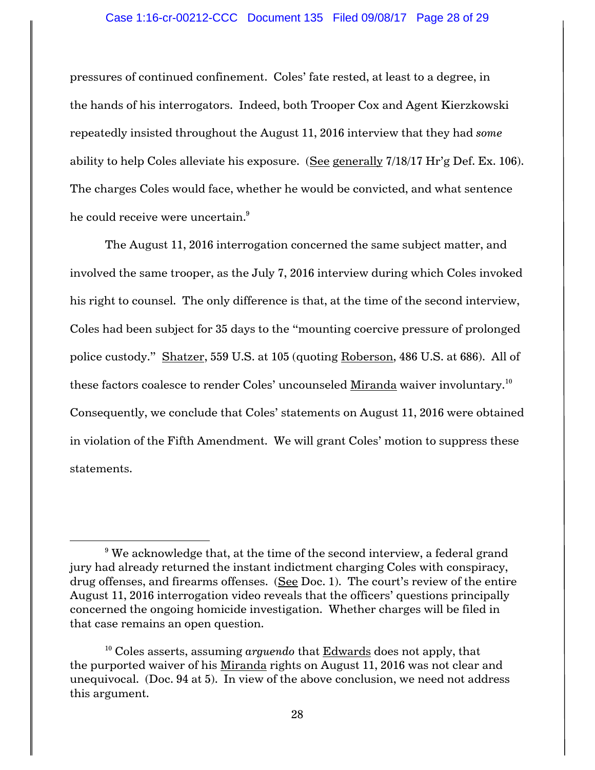pressures of continued confinement. Coles' fate rested, at least to a degree, in the hands of his interrogators. Indeed, both Trooper Cox and Agent Kierzkowski repeatedly insisted throughout the August 11, 2016 interview that they had *some* ability to help Coles alleviate his exposure. (See generally 7/18/17 Hr'g Def. Ex. 106). The charges Coles would face, whether he would be convicted, and what sentence he could receive were uncertain.[9]

The August 11, 2016 interrogation concerned the same subject matter, and involved the same trooper, as the July 7, 2016 interview during which Coles invoked his right to counsel. The only difference is that, at the time of the second interview, Coles had been subject for 35 days to the "mounting coercive pressure of prolonged police custody." Shatzer, 559 U.S. at 105 (quoting Roberson, 486 U.S. at 686). All of these factors coalesce to render Coles' uncounseled Miranda waiver involuntary.[10] Consequently, we conclude that Coles' statements on August 11, 2016 were obtained in violation of the Fifth Amendment. We will grant Coles' motion to suppress these statements.

---

[9] We acknowledge that, at the time of the second interview, a federal grand jury had already returned the instant indictment charging Coles with conspiracy, drug offenses, and firearms offenses. (See Doc. 1). The court's review of the entire August 11, 2016 interrogation video reveals that the officers' questions principally concerned the ongoing homicide investigation. Whether charges will be filed in that case remains an open question.

[10] Coles asserts, assuming *arguendo* that Edwards does not apply, that the purported waiver of his Miranda rights on August 11, 2016 was not clear and unequivocal. (Doc. 94 at 5). In view of the above conclusion, we need not address this argument.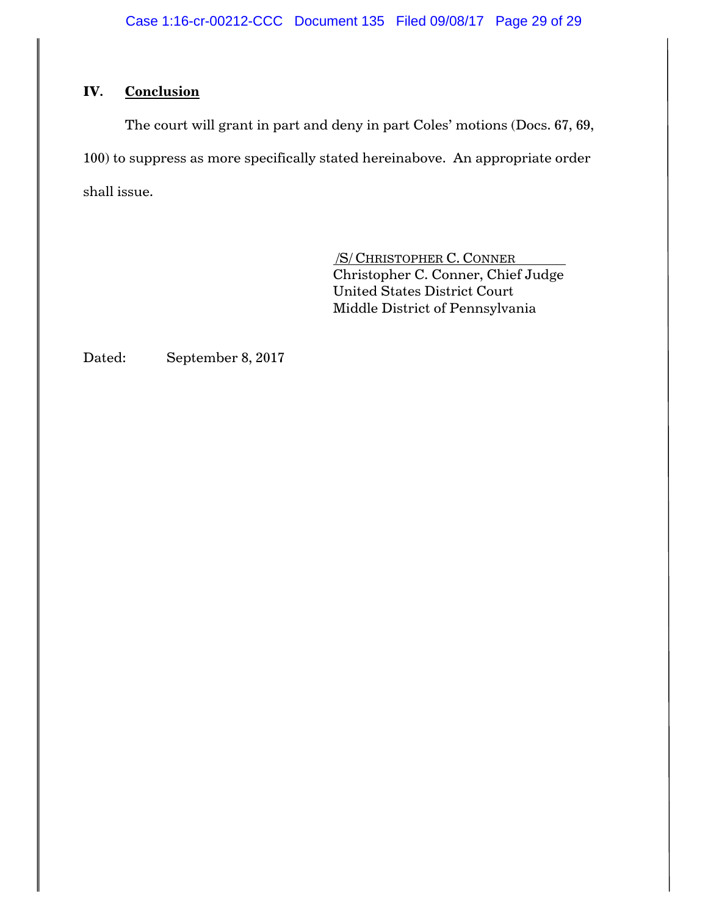## IV. Conclusion

The court will grant in part and deny in part Coles' motions (Docs. 67, 69, 100) to suppress as more specifically stated hereinabove. An appropriate order shall issue.

/S/ CHRISTOPHER C. CONNER
Christopher C. Conner, Chief Judge
United States District Court
Middle District of Pennsylvania

Dated: September 8, 2017